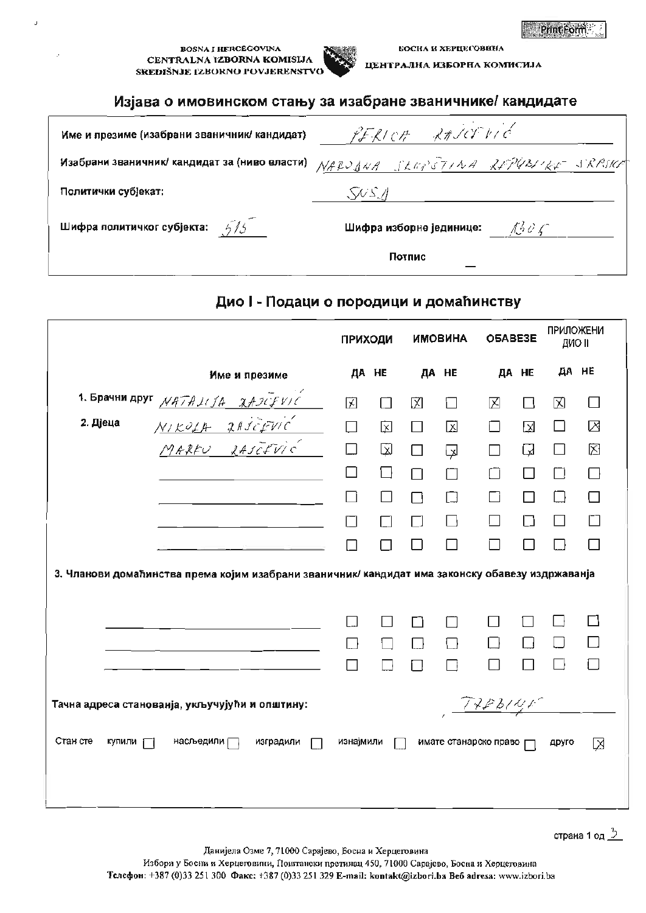BOSNA I HERCEGOVINA
CENTRALNA IZBORNA KOMISIJA
SREDIŠNJE IZBORNO POVJERENSTVO

БОСНА И ХЕРЦЕГОВИНА
ЦЕНТРАЛНА ИЗБОРНА КОМИСИЈА

## Изјава о имовинском стању за изабране званичнике/ кандидате

| | |
|---|---|
| Име и презиме (изабрани званичник/ кандидат) | PERICA RAJČEVIĆ |
| Изабрани званичник/ кандидат за (ниво власти) | NARODNA SKUPŠTINA REPUBLIKE SRPSKE |
| Политички субјекат: | SNSD |
| Шифра политичког субјекта: 515 | Шифра изборне јединице: 1306 |
| | Потпис |

## Дио I - Подаци о породици и домаћинству

| | Име и презиме | ПРИХОДИ ДА | ПРИХОДИ НЕ | ИМОВИНА ДА | ИМОВИНА НЕ | ОБАВЕЗЕ ДА | ОБАВЕЗЕ НЕ | ПРИЛОЖЕНИ ДИО II ДА | ПРИЛОЖЕНИ ДИО II НЕ |
|---|---|---|---|---|---|---|---|---|---|
| 1. Брачни друг | NATALIJA RAJČEVIĆ | ☒ | ☐ | ☒ | ☐ | ☒ | ☐ | ☒ | ☐ |
| 2. Дјеца | NIKOLA RAJČEVIĆ | ☐ | ☒ | ☐ | ☒ | ☐ | ☒ | ☐ | ☒ |
| | MARKO RAJČEVIĆ | ☐ | ☒ | ☐ | ☒ | ☐ | ☒ | ☐ | ☒ |
| | | ☐ | ☐ | ☐ | ☐ | ☐ | ☐ | ☐ | ☐ |
| | | ☐ | ☐ | ☐ | ☐ | ☐ | ☐ | ☐ | ☐ |
| | | ☐ | ☐ | ☐ | ☐ | ☐ | ☐ | ☐ | ☐ |
| | | ☐ | ☐ | ☐ | ☐ | ☐ | ☐ | ☐ | ☐ |

3. Чланови домаћинства према којим изабрани званичник/ кандидат има законску обавезу издржавања

| Име и презиме | ПРИХОДИ ДА | ПРИХОДИ НЕ | ИМОВИНА ДА | ИМОВИНА НЕ | ОБАВЕЗЕ ДА | ОБАВЕЗЕ НЕ | ПРИЛОЖЕНИ ДИО II ДА | ПРИЛОЖЕНИ ДИО II НЕ |
|---|---|---|---|---|---|---|---|---|
| | ☐ | ☐ | ☐ | ☐ | ☐ | ☐ | ☐ | ☐ |
| | ☐ | ☐ | ☐ | ☐ | ☐ | ☐ | ☐ | ☐ |
| | ☐ | ☐ | ☐ | ☐ | ☐ | ☐ | ☐ | ☐ |

Тачна адреса становања, укључујући и општину: , TREBINJE

Стан сте купили ☐ наслиједили ☐ изградили ☐ изнајмили ☐ имате станарско право ☐ друго ☒

Данијела Озме 7, 71000 Сарајево, Босна и Херцеговина
Избори у Босни и Херцеговини, Поштански претинац 450, 71000 Сарајево, Босна и Херцеговина
**Телефон:** +387 (0)33 251 300 **Факс:** +387 (0)33 251 329 **E-mail:** kontakt@izbori.ba **Веб адреса:** www.izbori.ba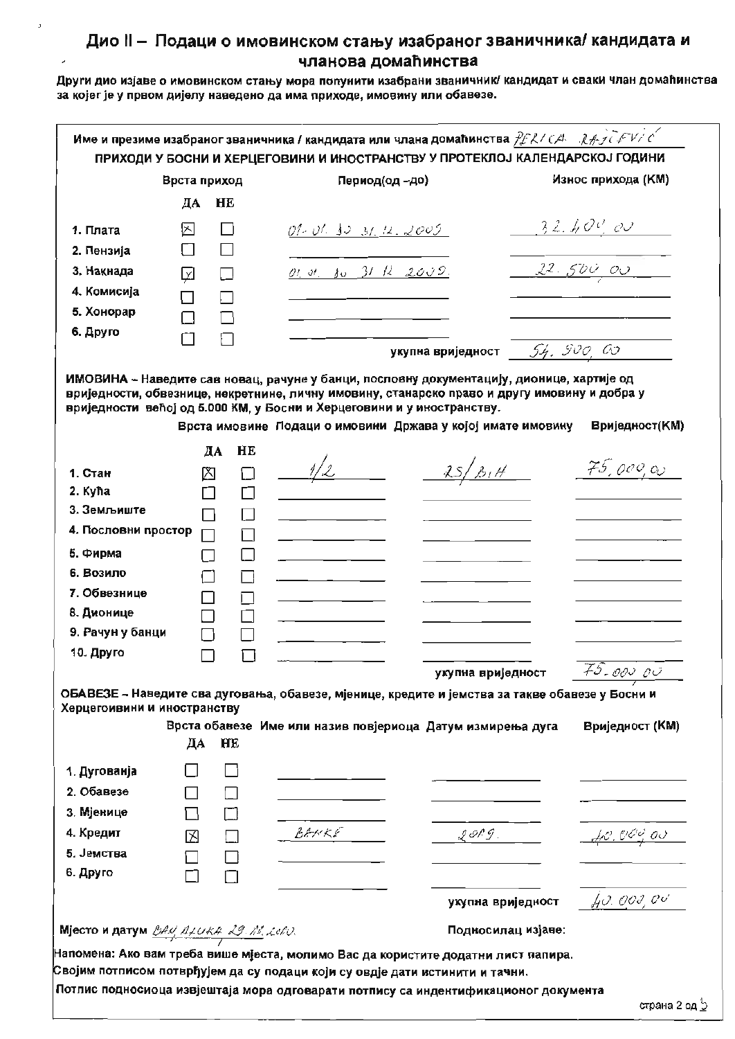# Дио II – Подаци о имовинском стању изабраног званичника/ кандидата и чланова домаћинства

**Други дио изјаве о имовинском стању мора попунити изабрани званичник/ кандидат и сваки члан домаћинства за којег је у првом дијелу наведено да има приходе, имовину или обавезе.**

Име и презиме изабраног званичника / кандидата или члана домаћинства PERICA RAJČEVIĆ

**ПРИХОДИ У БОСНИ И ХЕРЦЕГОВИНИ И ИНОСТРАНСТВУ У ПРОТЕКЛОЈ КАЛЕНДАРСКОЈ ГОДИНИ**

| Врста приход | ДА | НЕ | Период(од –до) | Износ прихода (КМ) |
|---|---|---|---|---|
| 1. Плата | ☒ | ☐ | 01.01. до 31.12.2009 | 32.400,00 |
| 2. Пензија | ☐ | ☐ | | |
| 3. Накнада | ☒ | ☐ | 01.01. до 31.12.2009. | 22.500,00 |
| 4. Комисија | ☐ | ☐ | | |
| 5. Хонорар | ☐ | ☐ | | |
| 6. Друго | ☐ | ☐ | | |
| | | | укупна вриједност | 54.900,00 |

**ИМОВИНА** – Наведите сав новац, рачуне у банци, пословну документацију, дионице, хартије од вриједности, обвезнице, некретнине, личну имовину, станарско право и другу имовину и добра у вриједности већој од 5.000 КМ, у Босни и Херцеговини и у иностранству.

| Врста имовине | ДА | НЕ | Подаци о имовини | Држава у којој имате имовину | Вриједност(КМ) |
|---|---|---|---|---|---|
| 1. Стан | ☒ | ☐ | 1/2 | RS/BiH | 75.000,00 |
| 2. Кућа | ☐ | ☐ | | | |
| 3. Земљиште | ☐ | ☐ | | | |
| 4. Пословни простор | ☐ | ☐ | | | |
| 5. Фирма | ☐ | ☐ | | | |
| 6. Возило | ☐ | ☐ | | | |
| 7. Обвезнице | ☐ | ☐ | | | |
| 8. Дионице | ☐ | ☐ | | | |
| 9. Рачун у банци | ☐ | ☐ | | | |
| 10. Друго | ☐ | ☐ | | | |
| | | | | укупна вриједност | 75.000,00 |

**ОБАВЕЗЕ** – Наведите сва дуговања, обавезе, мјенице, кредите и јемства за такве обавезе у Босни и Херцеговини и иностранству

| Врста обавезе | ДА | НЕ | Име или назив повјериоца | Датум измирења дуга | Вриједност (КМ) |
|---|---|---|---|---|---|
| 1. Дуговања | ☐ | ☐ | | | |
| 2. Обавезе | ☐ | ☐ | | | |
| 3. Мјенице | ☐ | ☐ | | | |
| 4. Кредит | ☒ | ☐ | BANKE | 2019. | 40.000,00 |
| 5. Јемства | ☐ | ☐ | | | |
| 6. Друго | ☐ | ☐ | | | |
| | | | | укупна вриједност | 40.000,00 |

Мјесто и датум BANJALUKA 29.10.2010.

Подносилац изјаве:

Напомена: Ако вам треба више мјеста, молимо Вас да користите додатни лист папира.

Својим потписом потврђујем да су подаци који су овдје дати истинити и тачни.

Потпис подносиоца извјештаја мора одговарати потпису са индентификационог документа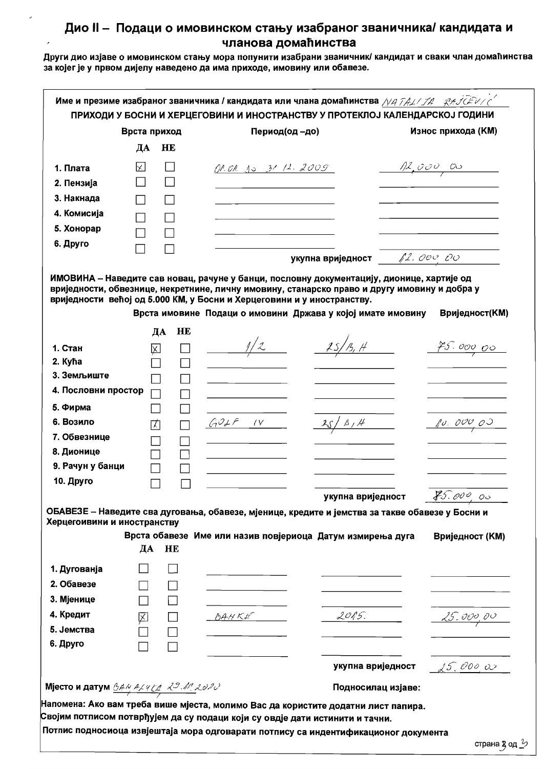# Дио II – Подаци о имовинском стању изабраног званичника/ кандидата и чланова домаћинства

**Други дио изјаве о имовинском стању мора попунити изабрани званичник/ кандидат и сваки члан домаћинства за којег је у првом дијелу наведено да има приходе, имовину или обавезе.**

**Име и презиме изабраног званичника / кандидата или члана домаћинства** NATALIJA RAJČEVIĆ

**ПРИХОДИ У БОСНИ И ХЕРЦЕГОВИНИ И ИНОСТРАНСТВУ У ПРОТЕКЛОЈ КАЛЕНДАРСКОЈ ГОДИНИ**

| Врста приход | ДА | НЕ | Период(од –до) | Износ прихода (КМ) |
|---|---|---|---|---|
| 1. Плата | ☒ | ☐ | 01.01. до 31.12.2009 | 12.000,00 |
| 2. Пензија | ☐ | ☐ | | |
| 3. Накнада | ☐ | ☐ | | |
| 4. Комисија | ☐ | ☐ | | |
| 5. Хонорар | ☐ | ☐ | | |
| 6. Друго | ☐ | ☐ | | |
| | | | укупна вриједност | 12.000,00 |

**ИМОВИНА – Наведите сав новац, рачуне у банци, пословну документацију, дионице, хартије од вриједности, обвезнице, некретнине, личну имовину, станарско право и другу имовину и добра у вриједности већој од 5.000 КМ, у Босни и Херцеговини и у иностранству.**

| Врста имовине | ДА | НЕ | Подаци о имовини | Држава у којој имате имовину | Вриједност(КМ) |
|---|---|---|---|---|---|
| 1. Стан | ☒ | ☐ | 1/2 | BS/BiH | 75.000,00 |
| 2. Кућа | ☐ | ☐ | | | |
| 3. Земљиште | ☐ | ☐ | | | |
| 4. Пословни простор | ☐ | ☐ | | | |
| 5. Фирма | ☐ | ☐ | | | |
| 6. Возило | ☒ | ☐ | GOLF IV | BS/BiH | 10.000,00 |
| 7. Обвезнице | ☐ | ☐ | | | |
| 8. Дионице | ☐ | ☐ | | | |
| 9. Рачун у банци | ☐ | ☐ | | | |
| 10. Друго | ☐ | ☐ | | | |
| | | | | укупна вриједност | 85.000,00 |

**ОБАВЕЗЕ – Наведите сва дуговања, обавезе, мјенице, кредите и јемства за такве обавезе у Босни и Херцегоивини и иностранству**

| Врста обавезе | ДА | НЕ | Име или назив повјериоца | Датум измирења дуга | Вриједност (КМ) |
|---|---|---|---|---|---|
| 1. Дуговања | ☐ | ☐ | | | |
| 2. Обавезе | ☐ | ☐ | | | |
| 3. Мјенице | ☐ | ☐ | | | |
| 4. Кредит | ☒ | ☐ | БАНКЕ | 2015. | 25.000,00 |
| 5. Јемства | ☐ | ☐ | | | |
| 6. Друго | ☐ | ☐ | | | |
| | | | | укупна вриједност | 25.000,00 |

**Мјесто и датум** БАЊА ЛУКА 29.10.2010 **Подносилац изјаве:**

**Напомена: Ако вам треба више мјеста, молимо Вас да користите додатни лист папира.**
**Својим потписом потврђујем да су подаци који су овдје дати истинити и тачни.**
**Потпис подносиоца извјештаја мора одговарати потпису са индентификационог документа**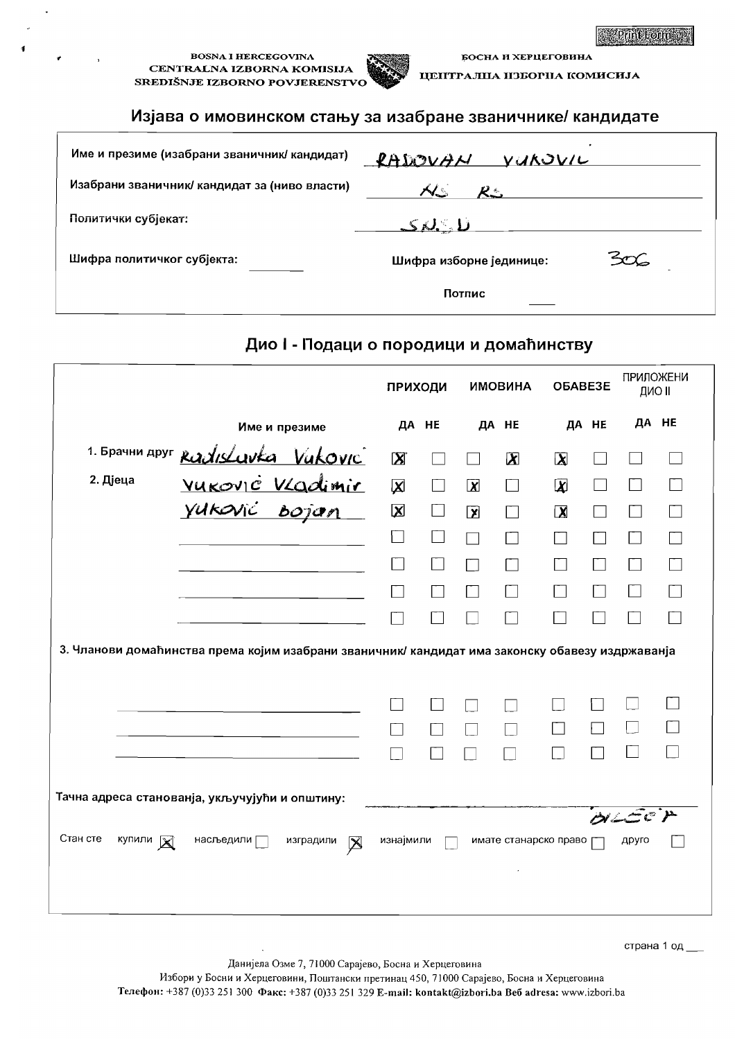BOSNA I HERCEGOVINA
CENTRALNA IZBORNA KOMISIJA
SREDIŠNJE IZBORNO POVJERENSTVO

БОСНА И ХЕРЦЕГОВИНА
ЦЕНТРАЛНА ИЗБОРНА КОМИСИЈА

# Изјава о имовинском стању за изабране званичнике/ кандидате

| | |
|---|---|
| Име и презиме (изабрани званичник/ кандидат) | RADOVAN VUKOVIĆ |
| Изабрани званичник/ кандидат за (ниво власти) | NS RS |
| Политички субјекат: | SNSD |
| Шифра политичког субјекта: | |
| Шифра изборне јединице: | 306 |
| Потпис | |

## Дио I - Подаци о породици и домаћинству

| | Име и презиме | ПРИХОДИ ДА | ПРИХОДИ НЕ | ИМОВИНА ДА | ИМОВИНА НЕ | ОБАВЕЗЕ ДА | ОБАВЕЗЕ НЕ | ПРИЛОЖЕНИ ДИО II ДА | ПРИЛОЖЕНИ ДИО II НЕ |
|---|---|---|---|---|---|---|---|---|---|
| 1. Брачни друг | Radislavka Vuković | X | | | X | X | | | |
| 2. Дјеца | Vuković Vladimir | X | | X | | X | | | |
| | Vuković Bojan | X | | X | | X | | | |
| | | | | | | | | | |
| | | | | | | | | | |
| | | | | | | | | | |
| | | | | | | | | | |

3. Чланови домаћинства према којим изабрани званичник/ кандидат има законску обавезу издржавања

| Име и презиме | ПРИХОДИ ДА | ПРИХОДИ НЕ | ИМОВИНА ДА | ИМОВИНА НЕ | ОБАВЕЗЕ ДА | ОБАВЕЗЕ НЕ | ПРИЛОЖЕНИ ДИО II ДА | ПРИЛОЖЕНИ ДИО II НЕ |
|---|---|---|---|---|---|---|---|---|
| | | | | | | | | |
| | | | | | | | | |
| | | | | | | | | |

Тачна адреса становања, укључујући и општину: БИЛЕЋА

Стан сте: купили [X] наслиједили [ ] изградили [X] изнајмили [ ] имате станарско право [ ] друго [ ]

Данијела Озме 7, 71000 Сарајево, Босна и Херцеговина
Избори у Босни и Херцеговини, Поштански претинац 450, 71000 Сарајево, Босна и Херцеговина
**Телефон:** +387 (0)33 251 300 **Факс:** +387 (0)33 251 329 **E-mail:** **kontakt@izbori.ba** **Веб adresa:** www.izbori.ba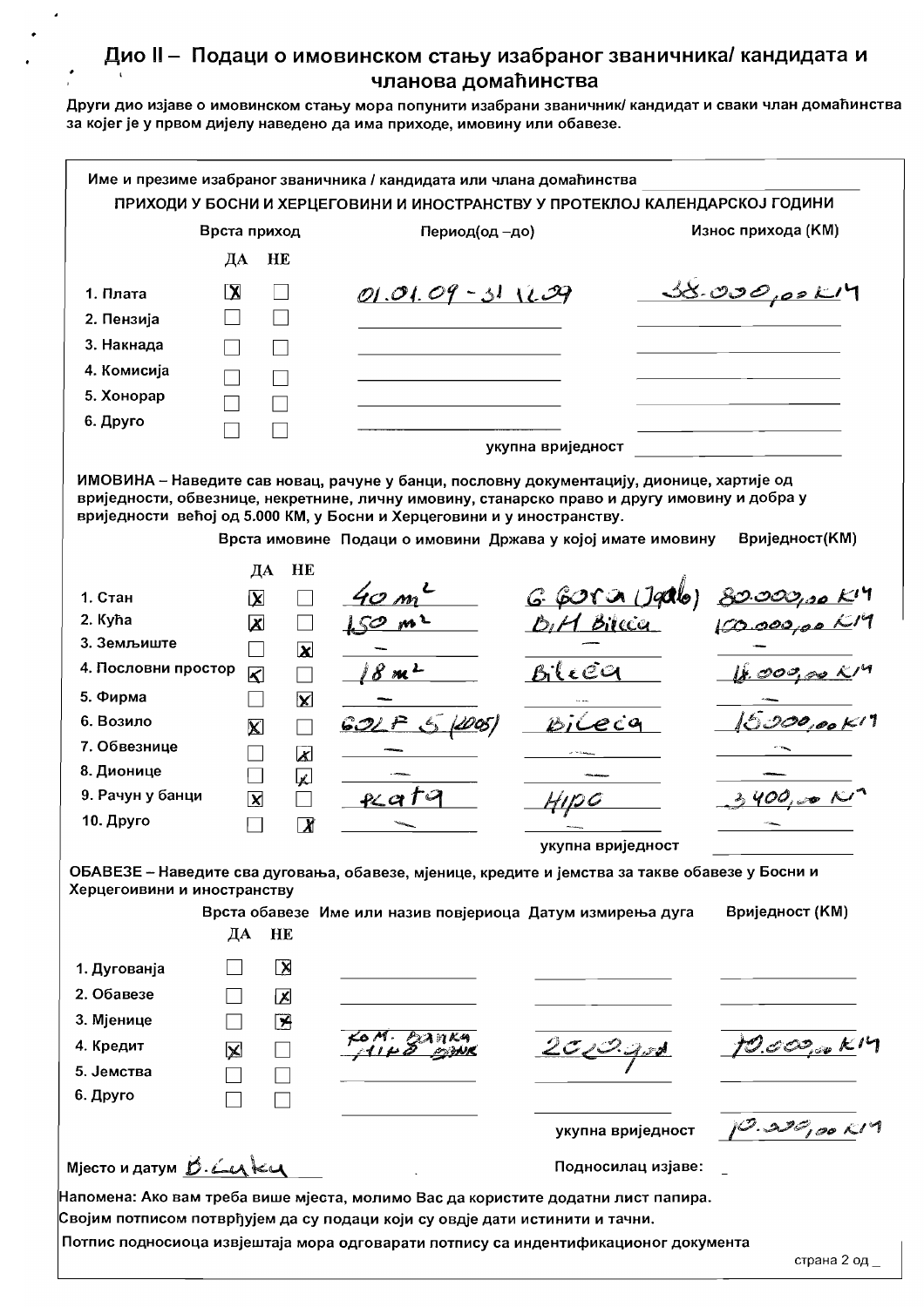# Дио II – Подаци о имовинском стању изабраног званичника/ кандидата и чланова домаћинства

Други дио изјаве о имовинском стању мора попунити изабрани званичник/ кандидат и сваки члан домаћинства за којег је у првом дијелу наведено да има приходе, имовину или обавезе.

Име и презиме изабраног званичника / кандидата или члана домаћинства ______________

**ПРИХОДИ У БОСНИ И ХЕРЦЕГОВИНИ И ИНОСТРАНСТВУ У ПРОТЕКЛОЈ КАЛЕНДАРСКОЈ ГОДИНИ**

| Врста приход | ДА | НЕ | Период(од –до) | Износ прихода (КМ) |
|---|---|---|---|---|
| 1. Плата | X | | 01.01.09 - 31.12.09 | 38.000,00 КМ |
| 2. Пензија | | | | |
| 3. Накнада | | | | |
| 4. Комисија | | | | |
| 5. Хонорар | | | | |
| 6. Друго | | | | |
| | | | укупна вриједност | |

**ИМОВИНА** – Наведите сав новац, рачуне у банци, пословну документацију, дионице, хартије од вриједности, обвезнице, некретнине, личну имовину, станарско право и другу имовину и добра у вриједности већој од 5.000 КМ, у Босни и Херцеговини и у иностранству.

| Врста имовине | ДА | НЕ | Подаци о имовини | Држава у којој имате имовину | Вриједност(КМ) |
|---|---|---|---|---|---|
| 1. Стан | X | | 40 m² | G. Gora (Igalo) | 80.000,00 КМ |
| 2. Кућа | X | | 150 m² | BiH Bileća | 100.000,00 КМ |
| 3. Земљиште | | X | — | — | — |
| 4. Пословни простор | X | | 18 m² | Bileća | 18.000,00 КМ |
| 5. Фирма | | X | — | — | — |
| 6. Возило | X | | GOLF 5 (2005) | Bileća | 15.000,00 КМ |
| 7. Обвезнице | | X | — | — | — |
| 8. Дионице | | X | — | — | — |
| 9. Рачун у банци | X | | плата | Hipo | 3.400,00 КМ |
| 10. Друго | | X | — | — | — |
| | | | | укупна вриједност | |

**ОБАВЕЗЕ** – Наведите сва дуговања, обавезе, мјенице, кредите и јемства за такве обавезе у Босни и Херцегоивини и иностранству

| Врста обавезе | ДА | НЕ | Име или назив повјериоца | Датум измирења дуга | Вриједност (КМ) |
|---|---|---|---|---|---|
| 1. Дуговања | | X | | | |
| 2. Обавезе | | X | | | |
| 3. Мјенице | | X | | | |
| 4. Кредит | X | | Ком. банка Hipo bank | 2020.год | 10.000,00 КМ |
| 5. Јемства | | | | | |
| 6. Друго | | | | | |
| | | | | укупна вриједност | 10.000,00 КМ |

Мјесто и датум B. Luka

Подносилац изјаве: _

Напомена: Ако вам треба више мјеста, молимо Вас да користите додатни лист папира.

Својим потписом потврђујем да су подаци који су овдје дати истинити и тачни.

Потпис подносиоца извјештаја мора одговарати потпису са индентификационог документа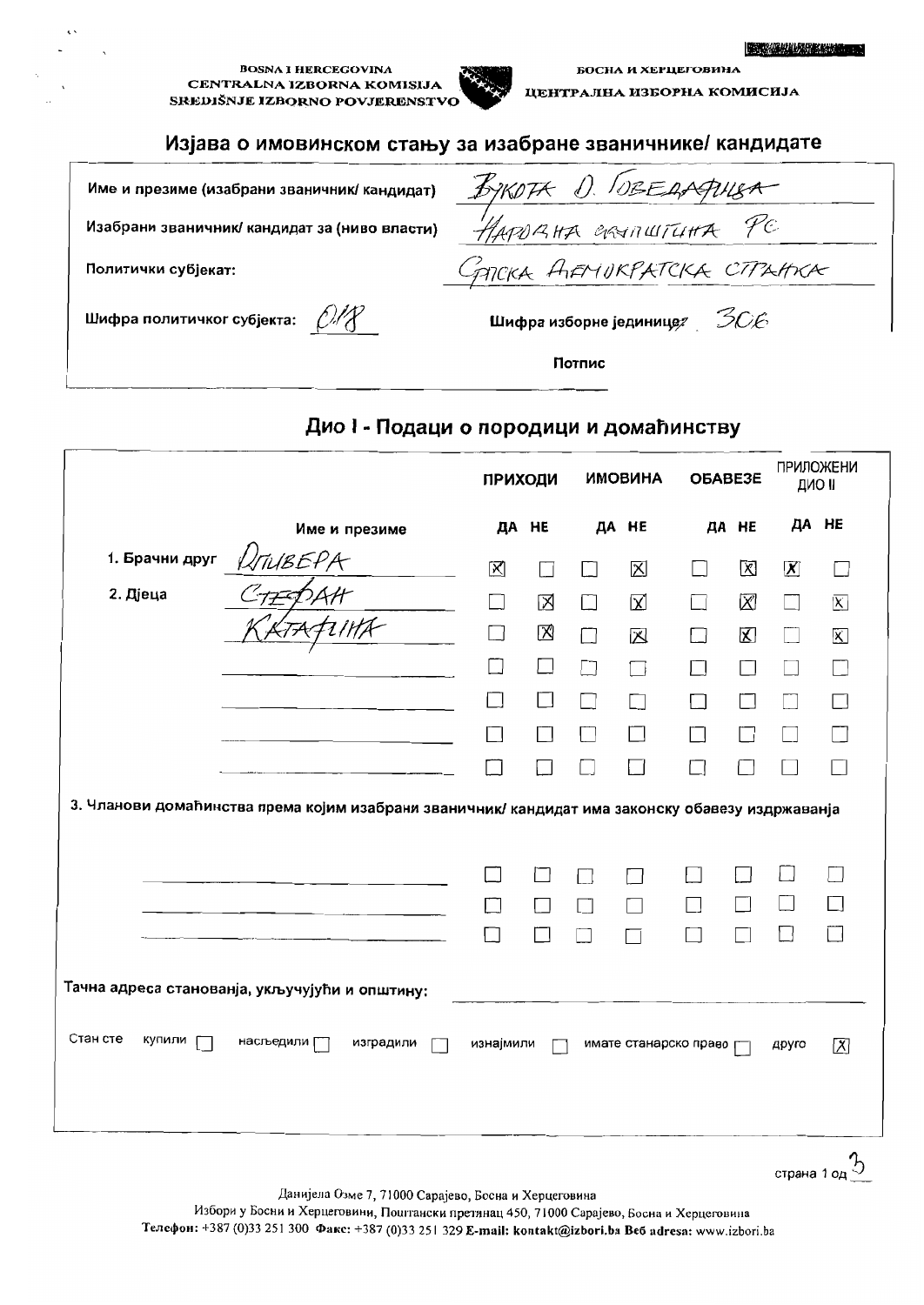BOSNA I HERCEGOVINA
CENTRALNA IZBORNA KOMISIJA
SREDIŠNJE IZBORNO POVJERENSTVO

БОСНА И ХЕРЦЕГОВИНА
ЦЕНТРАЛНА ИЗБОРНА КОМИСИЈА

## Изјава о имовинском стању за изабране званичнике/ кандидате

| | |
|---|---|
| Име и презиме (изабрани званичник/ кандидат) | ВУКОТА D. ГОВЕДАРИЦА |
| Изабрани званичник/ кандидат за (ниво власти) | НАРОДНА СКУПШТИНА РС |
| Политички субјекат: | СРПСКА ДЕМОКРАТСКА СТРАНКА |
| Шифра политичког субјекта: 018 | Шифра изборне јединице: 306 |
| | Потпис |

## Дио I - Подаци о породици и домаћинству

| | Име и презиме | ПРИХОДИ ДА | ПРИХОДИ НЕ | ИМОВИНА ДА | ИМОВИНА НЕ | ОБАВЕЗЕ ДА | ОБАВЕЗЕ НЕ | ПРИЛОЖЕНИ ДИО II ДА | ПРИЛОЖЕНИ ДИО II НЕ |
|---|---|---|---|---|---|---|---|---|---|
| 1. Брачни друг | ЉИЉЕРА | ☒ | ☐ | ☐ | ☒ | ☐ | ☒ | ☒ | ☐ |
| 2. Дјеца | СТЕФАН | ☐ | ☒ | ☐ | ☒ | ☐ | ☒ | ☐ | ☒ |
| | КАТАРИНА | ☐ | ☒ | ☐ | ☒ | ☐ | ☒ | ☐ | ☒ |
| | | ☐ | ☐ | ☐ | ☐ | ☐ | ☐ | ☐ | ☐ |
| | | ☐ | ☐ | ☐ | ☐ | ☐ | ☐ | ☐ | ☐ |
| | | ☐ | ☐ | ☐ | ☐ | ☐ | ☐ | ☐ | ☐ |
| | | ☐ | ☐ | ☐ | ☐ | ☐ | ☐ | ☐ | ☐ |

3. Чланови домаћинства према којим изабрани званичник/ кандидат има законску обавезу издржавања

| Име и презиме | ПРИХОДИ ДА | ПРИХОДИ НЕ | ИМОВИНА ДА | ИМОВИНА НЕ | ОБАВЕЗЕ ДА | ОБАВЕЗЕ НЕ | ПРИЛОЖЕНИ ДИО II ДА | ПРИЛОЖЕНИ ДИО II НЕ |
|---|---|---|---|---|---|---|---|---|
| | ☐ | ☐ | ☐ | ☐ | ☐ | ☐ | ☐ | ☐ |
| | ☐ | ☐ | ☐ | ☐ | ☐ | ☐ | ☐ | ☐ |
| | ☐ | ☐ | ☐ | ☐ | ☐ | ☐ | ☐ | ☐ |

Тачна адреса становања, укључујући и општину: 

Стан сте купили ☐ насљедили ☐ изградили ☐ изнајмили ☐ имате станарско право ☐ друго ☒

Данијела Озме 7, 71000 Сарајево, Босна и Херцеговина
Избори у Босни и Херцеговини, Поштански претинац 450, 71000 Сарајево, Босна и Херцеговина
Телефон: +387 (0)33 251 300 Факс: +387 (0)33 251 329 E-mail: kontakt@izbori.ba Веб adresa: www.izbori.ba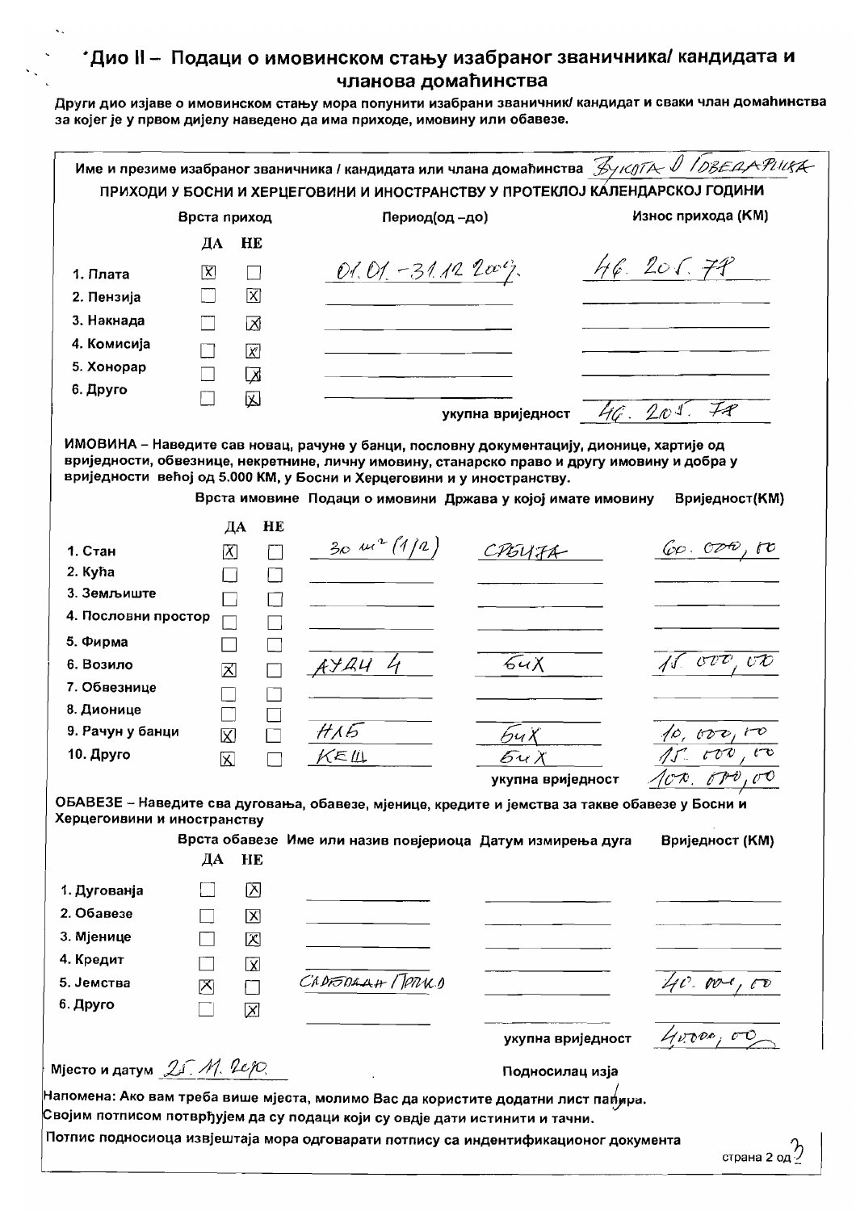# *Дио II – Подаци о имовинском стању изабраног званичника/ кандидата и чланова домаћинства

**Други дио изјаве о имовинском стању мора попунити изабрани званичник/ кандидат и сваки члан домаћинства за којег је у првом дијелу наведено да има приходе, имовину или обавезе.**

**Име и презиме изабраног званичника / кандидата или члана домаћинства** Букота Д Говедарица

**ПРИХОДИ У БОСНИ И ХЕРЦЕГОВИНИ И ИНОСТРАНСТВУ У ПРОТЕКЛОЈ КАЛЕНДАРСКОЈ ГОДИНИ**

| Врста приход | ДА | НЕ | Период(од –до) | Износ прихода (КМ) |
|---|---|---|---|---|
| 1. Плата | X | | 01.01.-31.12.2009. | 46.205,79 |
| 2. Пензија | | X | | |
| 3. Накнада | | X | | |
| 4. Комисија | | X | | |
| 5. Хонорар | | X | | |
| 6. Друго | | X | | |
| | | | укупна вриједност | 46.205,79 |

**ИМОВИНА – Наведите сав новац, рачуне у банци, пословну документацију, дионице, хартије од вриједности, обвезнице, некретнине, личну имовину, станарско право и другу имовину и добра у вриједности већој од 5.000 КМ, у Босни и Херцеговини и у иностранству.**

| Врста имовине | ДА | НЕ | Подаци о имовини | Држава у којој имате имовину | Вриједност(КМ) |
|---|---|---|---|---|---|
| 1. Стан | X | | 30 m² (1/2) | СРБИЈА | 60.000,00 |
| 2. Кућа | | | | | |
| 3. Земљиште | | | | | |
| 4. Пословни простор | | | | | |
| 5. Фирма | | | | | |
| 6. Возило | X | | АУДИ 4 | БиХ | 15.000,00 |
| 7. Обвезнице | | | | | |
| 8. Дионице | | | | | |
| 9. Рачун у банци | X | | НЛБ | БиХ | 10.000,00 |
| 10. Друго | X | | КЕШ | БиХ | 15.000,00 |
| | | | | укупна вриједност | 100.000,00 |

**ОБАВЕЗЕ – Наведите сва дуговања, обавезе, мјенице, кредите и јемства за такве обавезе у Босни и Херцеговини и иностранству**

| Врста обавезе | ДА | НЕ | Име или назив повјериоца | Датум измирења дуга | Вриједност (КМ) |
|---|---|---|---|---|---|
| 1. Дуговања | | X | | | |
| 2. Обавезе | | X | | | |
| 3. Мјенице | | X | | | |
| 4. Кредит | | X | | | |
| 5. Јемства | X | | Слободан Пракић | | 40.000,00 |
| 6. Друго | | X | | | |
| | | | | укупна вриједност | 40.000,00 |

Мјесто и датум 25.11.2010.

Подносилац изја

Напомена: Ако вам треба више мјеста, молимо Вас да користите додатни лист папира.

Својим потписом потврђујем да су подаци који су овдје дати истинити и тачни.

Потпис подносиоца извјештаја мора одговарати потпису са индентификационог документа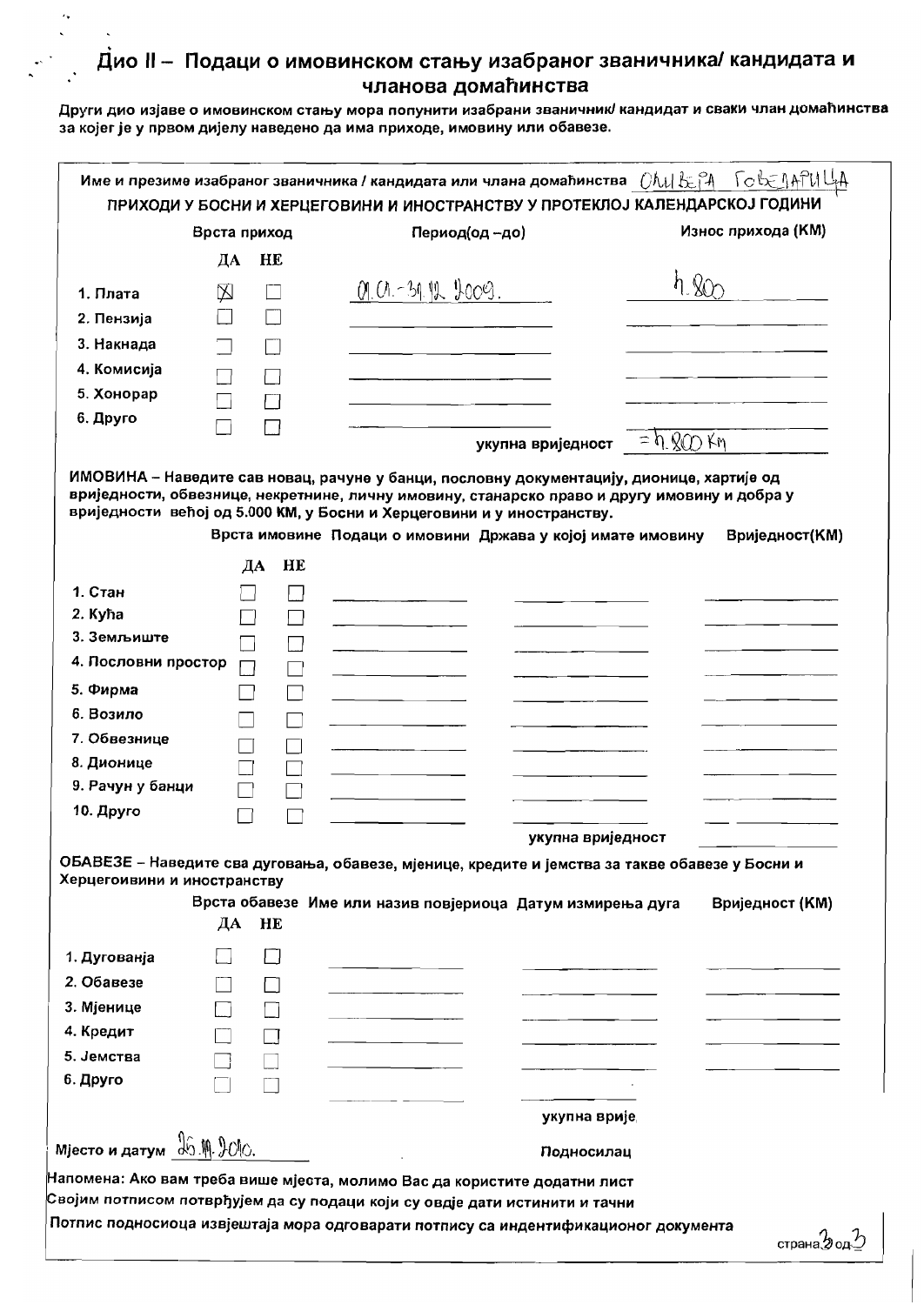# Дио II – Подаци о имовинском стању изабраног званичника/ кандидата и чланова домаћинства

**Други дио изјаве о имовинском стању мора попунити изабрани званичник/ кандидат и сваки члан домаћинства за којег је у првом дијелу наведено да има приходе, имовину или обавезе.**

**Име и презиме изабраног званичника / кандидата или члана домаћинства** ОЛИВЕРА ГОВЕДАРИЦА

**ПРИХОДИ У БОСНИ И ХЕРЦЕГОВИНИ И ИНОСТРАНСТВУ У ПРОТЕКЛОЈ КАЛЕНДАРСКОЈ ГОДИНИ**

| Врста приход | ДА | НЕ | Период(од –до) | Износ прихода (КМ) |
|---|---|---|---|---|
| 1. Плата | ☒ | ☐ | 01.01.-31.12.2009. | 4.800 |
| 2. Пензија | ☐ | ☐ | | |
| 3. Накнада | ☐ | ☐ | | |
| 4. Комисија | ☐ | ☐ | | |
| 5. Хонорар | ☐ | ☐ | | |
| 6. Друго | ☐ | ☐ | | |
| | | | укупна вриједност | = 4.800 КМ |

**ИМОВИНА – Наведите сав новац, рачуне у банци, пословну документацију, дионице, хартије од вриједности, обвезнице, некретнине, личну имовину, станарско право и другу имовину и добра у вриједности већој од 5.000 КМ, у Босни и Херцеговини и у иностранству.**

| Врста имовине | ДА | НЕ | Подаци о имовини | Држава у којој имате имовину | Вриједност(КМ) |
|---|---|---|---|---|---|
| 1. Стан | ☐ | ☐ | | | |
| 2. Кућа | ☐ | ☐ | | | |
| 3. Земљиште | ☐ | ☐ | | | |
| 4. Пословни простор | ☐ | ☐ | | | |
| 5. Фирма | ☐ | ☐ | | | |
| 6. Возило | ☐ | ☐ | | | |
| 7. Обвезнице | ☐ | ☐ | | | |
| 8. Дионице | ☐ | ☐ | | | |
| 9. Рачун у банци | ☐ | ☐ | | | |
| 10. Друго | ☐ | ☐ | | | |
| | | | | укупна вриједност | |

**ОБАВЕЗЕ – Наведите сва дуговања, обавезе, мјенице, кредите и јемства за такве обавезе у Босни и Херцегоивини и иностранству**

| Врста обавезе | ДА | НЕ | Име или назив повјериоца | Датум измирења дуга | Вриједност (КМ) |
|---|---|---|---|---|---|
| 1. Дуговања | ☐ | ☐ | | | |
| 2. Обавезе | ☐ | ☐ | | | |
| 3. Мјенице | ☐ | ☐ | | | |
| 4. Кредит | ☐ | ☐ | | | |
| 5. Јемства | ☐ | ☐ | | | |
| 6. Друго | ☐ | ☐ | | | |
| | | | | укупна врије | |

Мјесто и датум 26.04.2010. Подносилац

Напомена: Ако вам треба више мјеста, молимо Вас да користите додатни лист

Својим потписом потврђујем да су подаци који су овдје дати истинити и тачни

Потпис подносиоца извјештаја мора одговарати потпису са индентификационог документа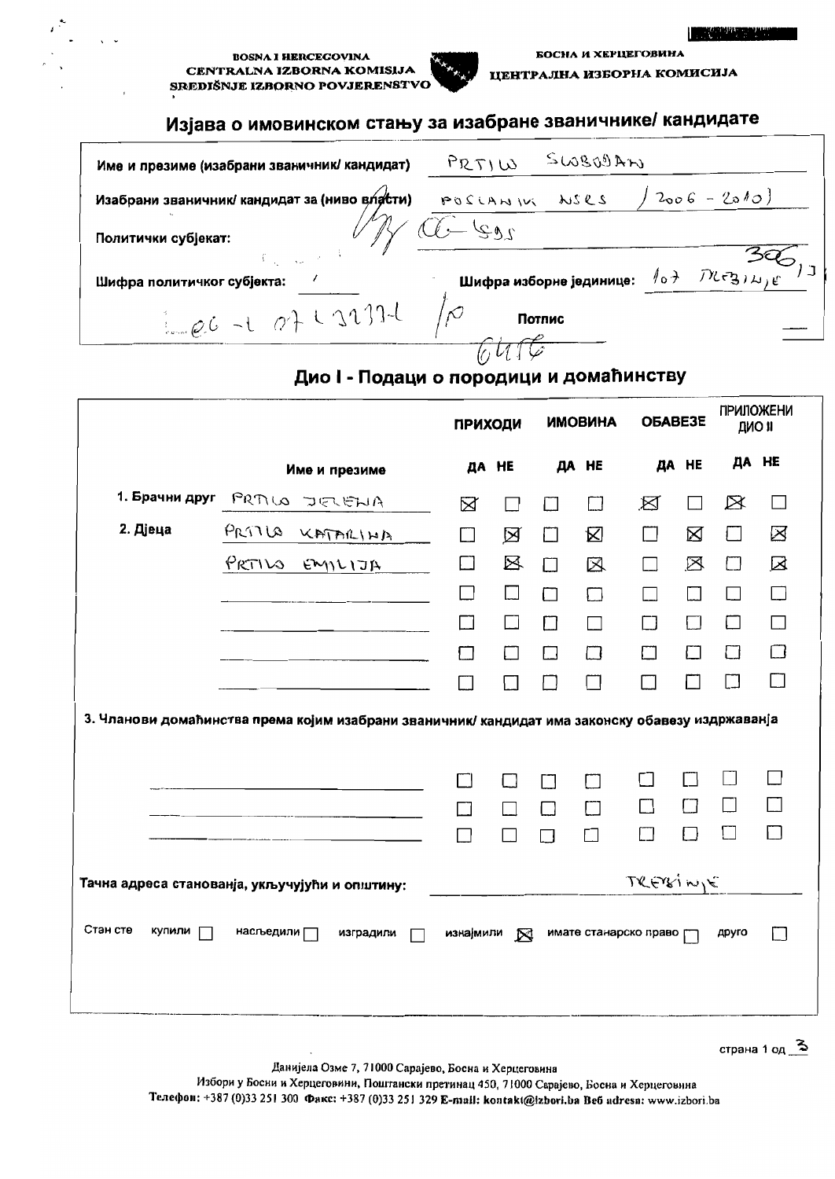BOSNA I HERCEGOVINA
CENTRALNA IZBORNA KOMISIJA
SREDIŠNJE IZBORNO POVJERENSTVO

БОСНА И ХЕРЦЕГОВИНА
ЦЕНТРАЛНА ИЗБОРНА КОМИСИЈА

# Изјава о имовинском стању за изабране званичнике/ кандидате

| | |
|---|---|
| Име и презиме (изабрани званичник/ кандидат) | PRTILO SLOBODAN |
| Изабрани званичник/ кандидат за (ниво власти) | POSLANIK NSRS / 2006 - 2010 / |
| Политички субјекат: | SDS |
| Шифра политичког субјекта: | Шифра изборне јединице: 107 TREBINJE |
| 02-1 07-1-2221/10 | Потпис |

## Дио I - Подаци о породици и домаћинству

| | Име и презиме | ПРИХОДИ ДА | ПРИХОДИ НЕ | ИМОВИНА ДА | ИМОВИНА НЕ | ОБАВЕЗЕ ДА | ОБАВЕЗЕ НЕ | ПРИЛОЖЕНИ ДИО II ДА | ПРИЛОЖЕНИ ДИО II НЕ |
|---|---|---|---|---|---|---|---|---|---|
| 1. Брачни друг | PRTILO JELENA | ☒ | ☐ | ☐ | ☐ | ☒ | ☐ | ☒ | ☐ |
| 2. Дјеца | PRTILO KATARINA | ☐ | ☒ | ☐ | ☒ | ☐ | ☒ | ☐ | ☒ |
| | PRTILO EMILIJA | ☐ | ☒ | ☐ | ☒ | ☐ | ☒ | ☐ | ☒ |
| | | ☐ | ☐ | ☐ | ☐ | ☐ | ☐ | ☐ | ☐ |
| | | ☐ | ☐ | ☐ | ☐ | ☐ | ☐ | ☐ | ☐ |
| | | ☐ | ☐ | ☐ | ☐ | ☐ | ☐ | ☐ | ☐ |
| | | ☐ | ☐ | ☐ | ☐ | ☐ | ☐ | ☐ | ☐ |

3. Чланови домаћинства према којим изабрани званичник/ кандидат има законску обавезу издржавања

| Име и презиме | ПРИХОДИ ДА | ПРИХОДИ НЕ | ИМОВИНА ДА | ИМОВИНА НЕ | ОБАВЕЗЕ ДА | ОБАВЕЗЕ НЕ | ПРИЛОЖЕНИ ДИО II ДА | ПРИЛОЖЕНИ ДИО II НЕ |
|---|---|---|---|---|---|---|---|---|
| | ☐ | ☐ | ☐ | ☐ | ☐ | ☐ | ☐ | ☐ |
| | ☐ | ☐ | ☐ | ☐ | ☐ | ☐ | ☐ | ☐ |
| | ☐ | ☐ | ☐ | ☐ | ☐ | ☐ | ☐ | ☐ |

Тачна адреса становања, укључујући и општину: TREBINJE

Стан сте купили ☐ наслиједили ☐ изградили ☐ изнајмили ☒ имате станарско право ☐ друго ☐

Данијела Озме 7, 71000 Сарајево, Босна и Херцеговина
Избори у Босни и Херцеговини, Поштански претинац 450, 71000 Сарајево, Босна и Херцеговина
Телефон: +387 (0)33 251 300 Факс: +387 (0)33 251 329 E-mail: kontakt@izbori.ba Веб adresa: www.izbori.ba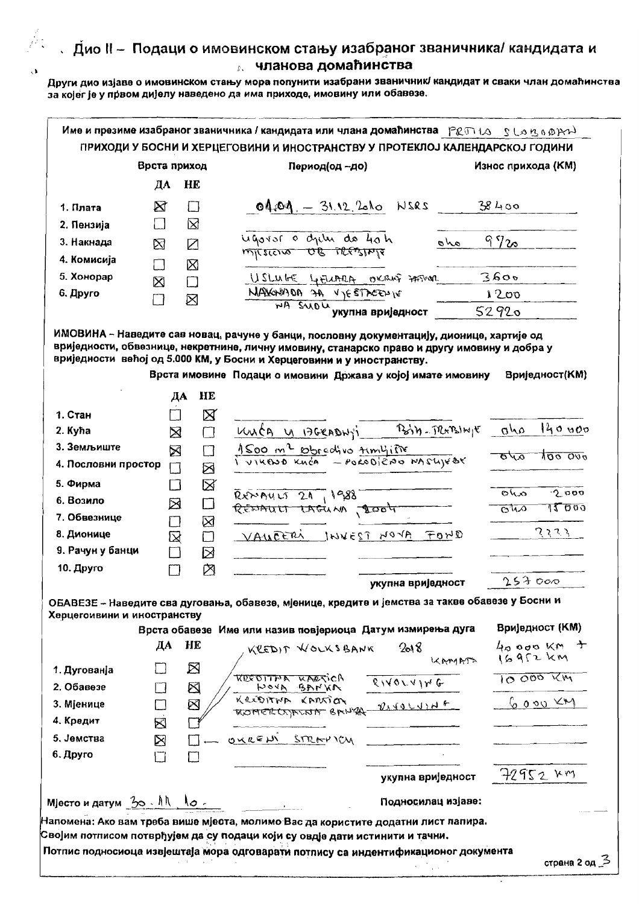## Дио II – Подаци о имовинском стању изабраног званичника/ кандидата и чланова домаћинства

**Други дио изјаве о имовинском стању мора попунити изабрани званичник/ кандидат и сваки члан домаћинства за којег је у првом дијелу наведено да има приходе, имовину или обавезе.**

**Име и презиме изабраног званичника / кандидата или члана домаћинства** PRTILO SLOBODAN

**ПРИХОДИ У БОСНИ И ХЕРЦЕГОВИНИ И ИНОСТРАНСТВУ У ПРОТЕКЛОЈ КАЛЕНДАРСКОЈ ГОДИНИ**

| Врста приход | ДА | НЕ | Период(од –до) | Износ прихода (КМ) |
|---|---|---|---|---|
| 1. Плата | ☒ | ☐ | 01.01. – 31.12.2010 NSRS | 38400 |
| 2. Пензија | ☐ | ☒ | | |
| 3. Накнада | ☒ | ☒ | ugovor o djelu do 40 h mjesečno OB TREBINJE | oko 9720 |
| 4. Комисија | ☐ | ☒ | | |
| 5. Хонорар | ☒ | ☐ | USLUGE GEULARA OKRUG TREBINJE | 3600 |
| 6. Друго | ☐ | ☒ | NAKNADA ZA VJEŠTAČENJE NA SUDU | 1200 |
| | | | укупна вриједност | 52920 |

**ИМОВИНА – Наведите сав новац, рачуне у банци, пословну документацију, дионице, хартије од вриједности, обвезнице, некретнине, личну имовину, станарско право и другу имовину и добра у вриједности већој од 5.000 КМ, у Босни и Херцеговини и у иностранству.**

| Врста имовине | ДА | НЕ | Подаци о имовини | Држава у којој имате имовину | Вриједност(КМ) |
|---|---|---|---|---|---|
| 1. Стан | ☐ | ☒ | | | |
| 2. Кућа | ☒ | ☐ | КУЋА У ИЗГРАДЊИ | БиХ - ТРЕБИЊЕ | око 140 000 |
| 3. Земљиште | ☒ | ☐ | 1500 m² obradivo zemljište / 1 ВИКЕНД КУЋА – ПОРОДИЧНО НАСЉЕЂЕ | | око 100 000 |
| 4. Пословни простор | ☐ | ☒ | | | |
| 5. Фирма | ☐ | ☒ | | | |
| 6. Возило | ☒ | ☐ | RENAULT 21, 1988 / ~~RENAULT LAGUNA, 2004~~ | | око 2 000 / око 15 000 |
| 7. Обвезнице | ☐ | ☒ | | | |
| 8. Дионице | ☒ | ☐ | ВАУЧЕРИ | INVEST NOVA FOND | ???? |
| 9. Рачун у банци | ☐ | ☒ | | | |
| 10. Друго | ☐ | ☒ | | | |
| | | | | укупна вриједност | 257 000 |

**ОБАВЕЗЕ – Наведите сва дуговања, обавезе, мјенице, кредите и јемства за такве обавезе у Босни и Херцегоивини и иностранству**

| Врста обавезе | ДА | НЕ | Име или назив повјериоца | Датум измирења дуга | Вриједност (КМ) |
|---|---|---|---|---|---|
| | | | KREDIT VOLKSBANK | 2018 КАМАТА | 40 000 KM + 16952 KM |
| 1. Дуговања | ☐ | ☒ | KREDITNA KARTICA NOVA BANKA | REVOLVING | 10 000 KM |
| 2. Обавезе | ☐ | ☒ | KREDITNA KARTICA ~~KOMERCIJALNA BANKA~~ | REVOLVING | 6 000 KM |
| 3. Мјенице | ☐ | ☒ | | | |
| 4. Кредит | ☒ | ☐ | | | |
| 5. Јемства | ☒ | ☐ | ОКРЕНИ СТРАНИЦУ | | |
| 6. Друго | ☐ | ☐ | | | |
| | | | | укупна вриједност | 72952 KM |

Мјесто и датум 30.11.10.

Подносилац изјаве: ____________

Напомена: Ако вам треба више мјеста, молимо Вас да користите додатни лист папира.
Својим потписом потврђујем да су подаци који су овдје дати истинити и тачни.
Потпис подносиоца извјештаја мора одговарати потпису са индентификационог документа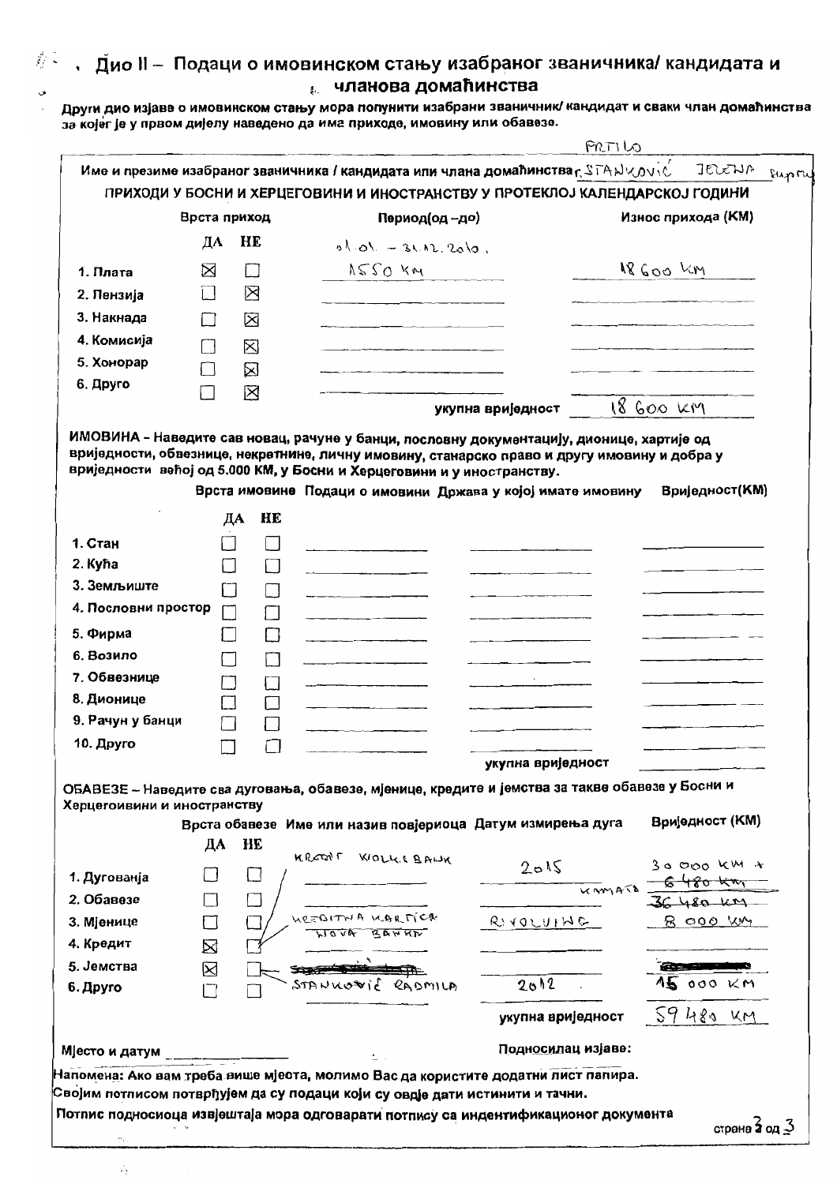## Дио II – Подаци о имовинском стању изабраног званичника/ кандидата и чланова домаћинства

**Други дио изјаве о имовинском стању мора попунити изабрани званичник/ кандидат и сваки члан домаћинства за којег је у првом дијелу наведено да има приходе, имовину или обавезе.**

ПРИЛО

**Име и презиме изабраног званичника / кандидата или члана домаћинства** Г. STANKOVIĆ JELENA supruga

**ПРИХОДИ У БОСНИ И ХЕРЦЕГОВИНИ И ИНОСТРАНСТВУ У ПРОТЕКЛОЈ КАЛЕНДАРСКОЈ ГОДИНИ**

| Врста приход | ДА | НЕ | Период(од –до) | Износ прихода (КМ) |
|---|---|---|---|---|
| | | | 01.01. – 31.12.2010. | |
| 1. Плата | ☒ | ☐ | 1550 KM | 18 600 KM |
| 2. Пензија | ☐ | ☒ | | |
| 3. Накнада | ☐ | ☒ | | |
| 4. Комисија | ☐ | ☒ | | |
| 5. Хонорар | ☐ | ☒ | | |
| 6. Друго | ☐ | ☒ | | |
| | | | укупна вриједност | 18 600 KM |

**ИМОВИНА – Наведите сав новац, рачуне у банци, пословну документацију, дионице, хартије од вриједности, обвезнице, некретнине, личну имовину, станарско право и другу имовину и добра у вриједности већој од 5.000 КМ, у Босни и Херцеговини и у иностранству.**

| Врста имовине | ДА | НЕ | Подаци о имовини | Држава у којој имате имовину | Вриједност(КМ) |
|---|---|---|---|---|---|
| 1. Стан | ☐ | ☐ | | | |
| 2. Кућа | ☐ | ☐ | | | |
| 3. Земљиште | ☐ | ☐ | | | |
| 4. Пословни простор | ☐ | ☐ | | | |
| 5. Фирма | ☐ | ☐ | | | |
| 6. Возило | ☐ | ☐ | | | |
| 7. Обвезнице | ☐ | ☐ | | | |
| 8. Дионице | ☐ | ☐ | | | |
| 9. Рачун у банци | ☐ | ☐ | | | |
| 10. Друго | ☐ | ☐ | | | |
| | | | | укупна вриједност | |

**ОБАВЕЗЕ – Наведите сва дуговања, обавезе, мјенице, кредите и јемства за такве обавезе у Босни и Херцеговини и иностранству**

| Врста обавезе | ДА | НЕ | Име или назив повјериоца | Датум измирења дуга | Вриједност (КМ) |
|---|---|---|---|---|---|
| 1. Дуговања | ☐ | ☐ | KREDIT VOLKSBANK | 2015 | 30 000 KM + KAMATA 6 480 KM = 36 480 KM |
| 2. Обавезе | ☐ | ☐ | | | |
| 3. Мјенице | ☐ | ☐ | KREDITNA KARTICA NOVA BANKA | RIVOLVING | 8 000 KM |
| 4. Кредит | ☒ | ☐ | | | |
| 5. Јемства | ☒ | ☐ | ~~(прецртано)~~ | | ~~(прецртано)~~ |
| 6. Друго | ☐ | ☐ | STANKOVIĆ RADMILA | 2012 | 15 000 KM |
| | | | | укупна вриједност | 59 480 KM |

Мјесто и датум ______________ Подносилац изјаве:

Напомена: Ако вам треба више мјеста, молимо Вас да користите додатни лист папира.
Својим потписом потврђујем да су подаци који су овдје дати истинити и тачни.
Потпис подносиоца извјештаја мора одговарати потпису са индентификационог документа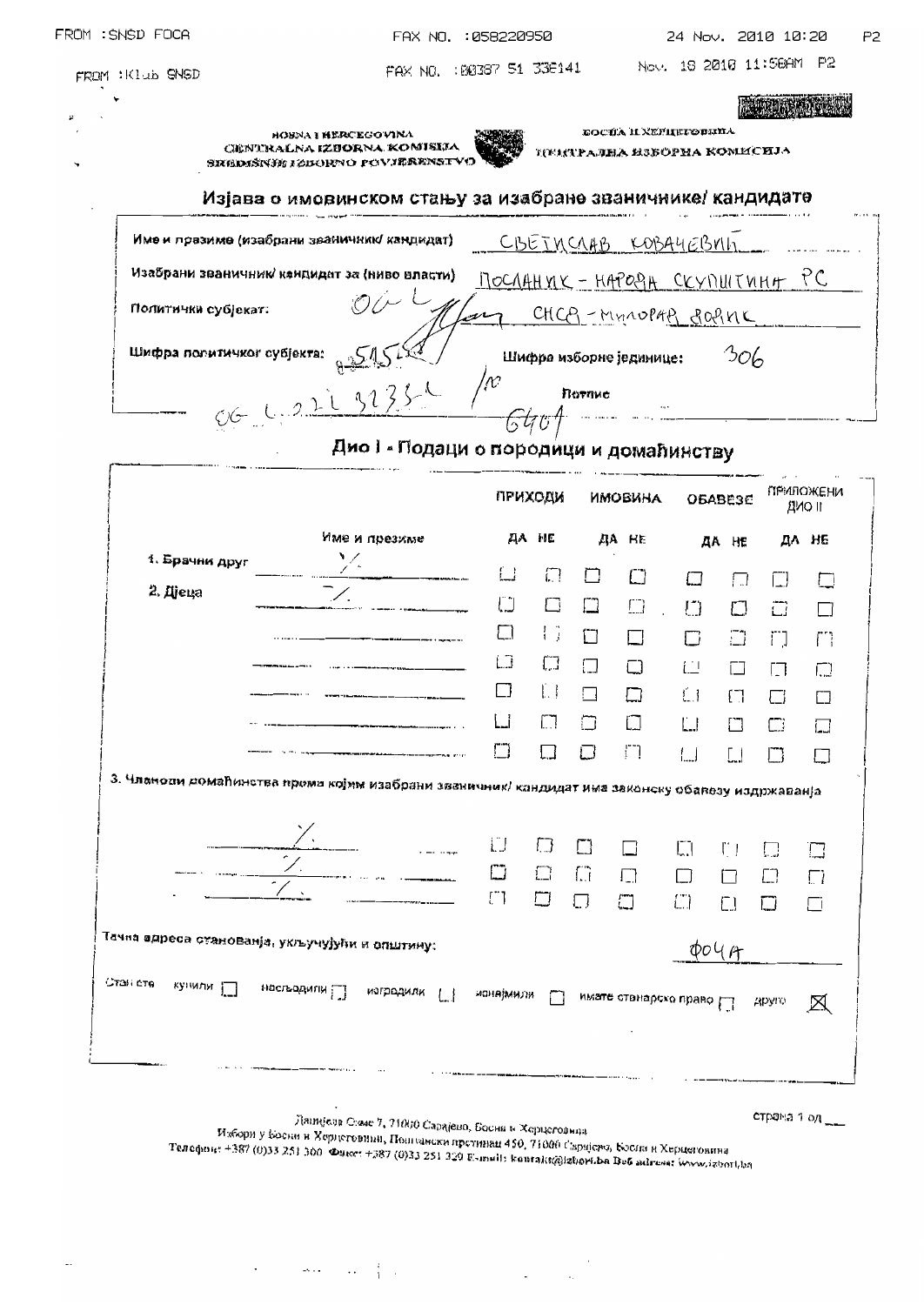FROM :SNSD FOCA FAX NO. :058220950 24 Nov. 2010 10:20 P2

FROM :Klub SNSD FAX NO. :00387 51 338141 Nov. 18 2010 11:58AM P2

БОСНА И ХЕРЦЕГОВИНА
ЦЕНТРАЛНА ИЗБОРНА КОМИСИЈА
SREDIŠNJE IZBORNO POVJERENSTVO

BOSNA I HERCEGOVINA
CENTRALNA IZBORNA KOMISIJA

# Изјава о имовинском стању за изабране званичнике/ кандидате

Име и презиме (изабрани званичник/ кандидат): СВЕТИСЛАВ КОВАЧЕВИЋ

Изабрани званичник/ кандидат за (ниво власти): ПОСЛАНИК - НАРОДНА СКУПШТИНА РС

Политички субјекат: СНСД - МИЛОРАД ДОДИК

Шифра политичког субјекта: 515

Шифра изборне јединице: 306

Потпис

06 L 02 L 3233-L /10 6401

## Дио I - Подаци о породици и домаћинству

| | Име и презиме | ПРИХОДИ ДА | ПРИХОДИ НЕ | ИМОВИНА ДА | ИМОВИНА НЕ | ОБАВЕЗЕ ДА | ОБАВЕЗЕ НЕ | ПРИЛОЖЕНИ ДИО II ДА | ПРИЛОЖЕНИ ДИО II НЕ |
|---|---|---|---|---|---|---|---|---|---|
| 1. Брачни друг | / | ☐ | ☐ | ☐ | ☐ | ☐ | ☐ | ☐ | ☐ |
| 2. Дјеца | / | ☐ | ☐ | ☐ | ☐ | ☐ | ☐ | ☐ | ☐ |
| | | ☐ | ☐ | ☐ | ☐ | ☐ | ☐ | ☐ | ☐ |
| | | ☐ | ☐ | ☐ | ☐ | ☐ | ☐ | ☐ | ☐ |
| | | ☐ | ☐ | ☐ | ☐ | ☐ | ☐ | ☐ | ☐ |
| | | ☐ | ☐ | ☐ | ☐ | ☐ | ☐ | ☐ | ☐ |
| | | ☐ | ☐ | ☐ | ☐ | ☐ | ☐ | ☐ | ☐ |

3. Чланови домаћинства према којим изабрани званичник/ кандидат има законску обавезу издржавања

| Име и презиме | ПРИХОДИ ДА | ПРИХОДИ НЕ | ИМОВИНА ДА | ИМОВИНА НЕ | ОБАВЕЗЕ ДА | ОБАВЕЗЕ НЕ | ПРИЛОЖЕНИ ДИО II ДА | ПРИЛОЖЕНИ ДИО II НЕ |
|---|---|---|---|---|---|---|---|---|
| / | ☐ | ☐ | ☐ | ☐ | ☐ | ☐ | ☐ | ☐ |
| / | ☐ | ☐ | ☐ | ☐ | ☐ | ☐ | ☐ | ☐ |
| / | ☐ | ☐ | ☐ | ☐ | ☐ | ☐ | ☐ | ☐ |

Тачна адреса становања, укључујући и општину: ФОЧА

Стан сте: купили ☐ наслиједили ☐ изградили ☐ изнајмили ☐ имате станарско право ☐ друго ☒

Дэнијела Озме 7, 71000 Сарајево, Босна и Херцеговина
Избори у Босни и Херцеговини, Поштански претинац 450, 71000 Сарајево, Босна и Херцеговина
Телефон: +387 (0)33 251 300 Факс: +387 (0)33 251 329 E-mail: kontakt@izbori.ba Веб адреса: www.izbori.ba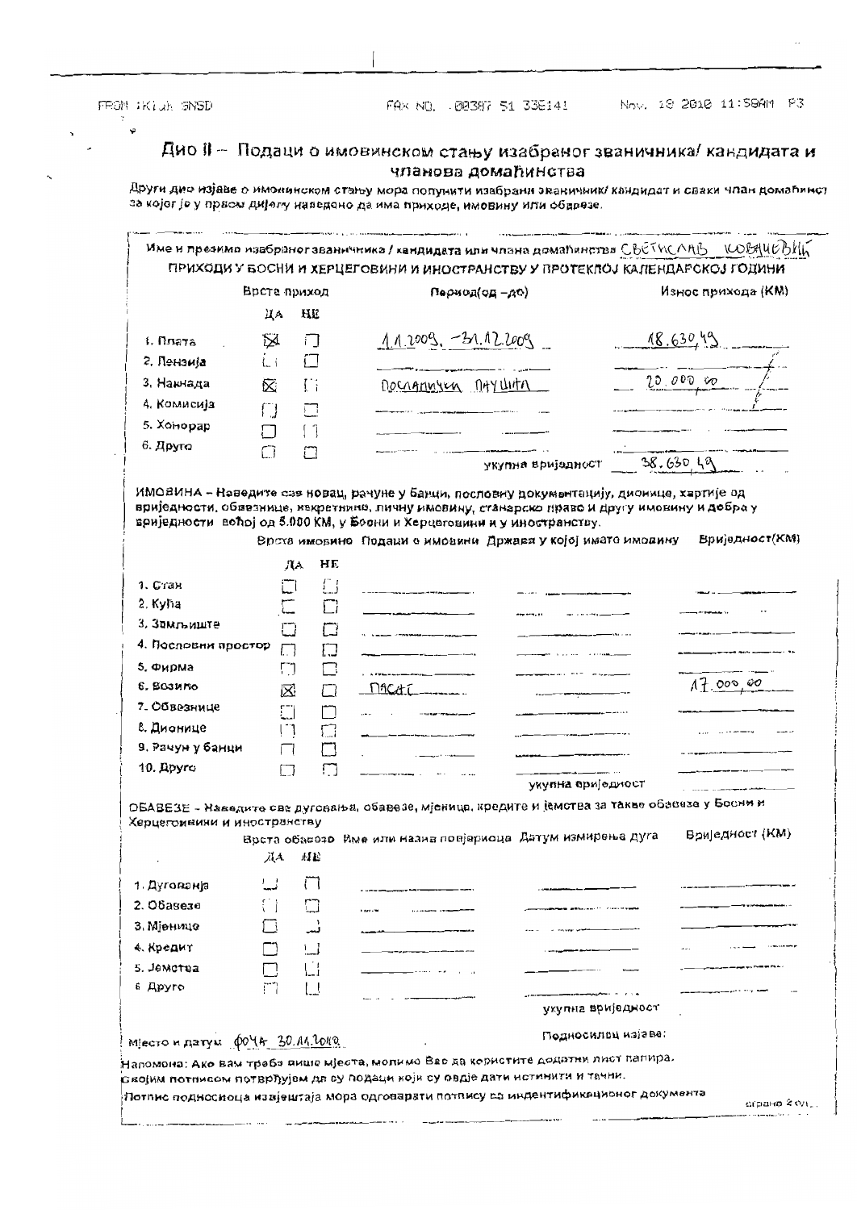## Дио II – Подаци о имовинском стању изабраног званичника/ кандидата и чланова домаћинства

Други дио изјаве о имовинском стању мора попунити изабрани званичник/ кандидат и сваки члан домаћинства за којег је у првом дијелу наведено да има приходе, имовину или обавезе.

Име и презиме изабраног званичника / кандидата или члана домаћинства: СВЕТИСЛАВ КОВАЧЕВИЋ

**ПРИХОДИ У БОСНИ И ХЕРЦЕГОВИНИ И ИНОСТРАНСТВУ У ПРОТЕКЛОЈ КАЛЕНДАРСКОЈ ГОДИНИ**

| Врста приход | ДА | НЕ | Период(од –до) | Износ прихода (КМ) |
|---|---|---|---|---|
| 1. Плата | ☒ | ☐ | 1.1.2009. – 31.12.2009 | 18.630,49 |
| 2. Пензија | ☐ | ☐ | | |
| 3. Накнада | ☒ | ☐ | Посланички паушал | 20.000,00 |
| 4. Комисија | ☐ | ☐ | | |
| 5. Хонорар | ☐ | ☐ | | |
| 6. Друго | ☐ | ☐ | | |
| | | | укупна вриједност | 38.630,49 |

**ИМОВИНА** – Наведите сав новац, рачуне у банци, пословну документацију, дионице, хартије од вриједности, обвезнице, некретнине, личну имовину, станарско право и другу имовину и добра у вриједности већој од 5.000 КМ, у Босни и Херцеговини и у иностранству.

| Врста имовине | ДА | НЕ | Подаци о имовини | Држава у којој имате имовину | Вриједност(КМ) |
|---|---|---|---|---|---|
| 1. Стан | ☐ | ☐ | | | |
| 2. Кућа | ☐ | ☐ | | | |
| 3. Земљиште | ☐ | ☐ | | | |
| 4. Пословни простор | ☐ | ☐ | | | |
| 5. Фирма | ☐ | ☐ | | | |
| 6. Возило | ☒ | ☐ | ПАСАТ | | 17.000,00 |
| 7. Обвезнице | ☐ | ☐ | | | |
| 8. Дионице | ☐ | ☐ | | | |
| 9. Рачун у банци | ☐ | ☐ | | | |
| 10. Друго | ☐ | ☐ | | | |
| | | | | укупна вриједност | |

**ОБАВЕЗЕ** – Наведите сва дуговања, обавезе, мјенице, кредите и јемства за такве обавезе у Босни и Херцеговини и иностранству

| Врста обавезе | ДА | НЕ | Име или назив повјериоца | Датум измирења дуга | Вриједност (КМ) |
|---|---|---|---|---|---|
| 1. Дуговања | ☐ | ☐ | | | |
| 2. Обавезе | ☐ | ☐ | | | |
| 3. Мјенице | ☐ | ☐ | | | |
| 4. Кредит | ☐ | ☐ | | | |
| 5. Јемства | ☐ | ☐ | | | |
| 6. Друго | ☐ | ☐ | | | |
| | | | | укупна вриједност | |

Мјесто и датум: Фоча 30.11.2010

Подносилац изјаве:

Напомена: Ако вам треба више мјеста, молимо Вас да користите додатни лист папира.
Својим потписом потврђујем да су подаци који су овдје дати истинити и тачни.
Потпис подносиоца изјашњења мора одговарати потпису са индентификационог документа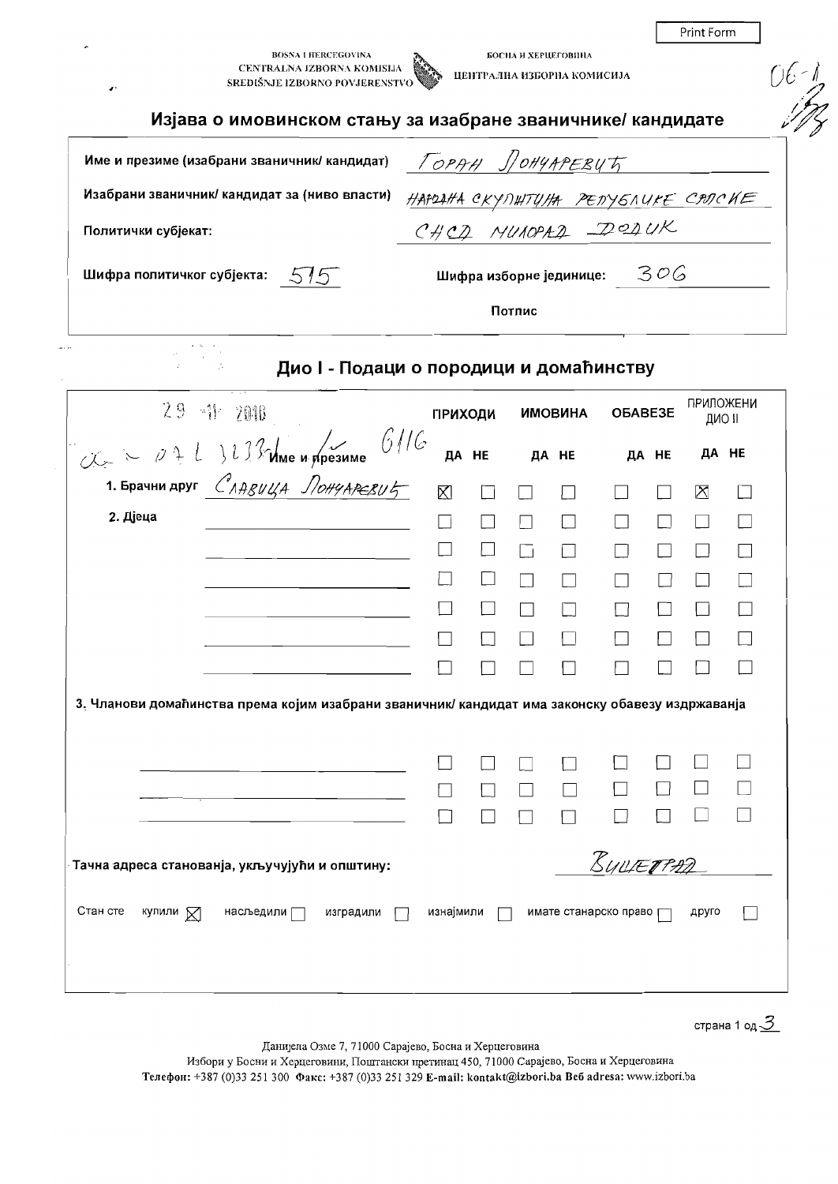Print Form

BOSNA I HERCEGOVINA
CENTRALNA IZBORNA KOMISIJA
SREDIŠNJE IZBORNO POVJERENSTVO

БОСНА И ХЕРЦЕГОВИНА
ЦЕНТРАЛНА ИЗБОРНА КОМИСИЈА

06-1

# Изјава о имовинском стању за изабране званичнике/ кандидате

| | |
|---|---|
| Име и презиме (изабрани званичник/ кандидат) | ГОРАН ЛОНЧАРЕВИЋ |
| Изабрани званичник/ кандидат за (ниво власти) | НАРОДНА СКУПШТИНА РЕПУБЛИКЕ СРПСКЕ |
| Политички субјекат: | СНСД МИЛОРАД ДОДИК |
| Шифра политичког субјекта: 515 | Шифра изборне јединице: 306 |
| | Потпис |

## Дио I - Подаци о породици и домаћинству

29 -11- 2018

| Име и презиме | ПРИХОДИ ДА | ПРИХОДИ НЕ | ИМОВИНА ДА | ИМОВИНА НЕ | ОБАВЕЗЕ ДА | ОБАВЕЗЕ НЕ | ПРИЛОЖЕНИ ДИО II ДА | ПРИЛОЖЕНИ ДИО II НЕ |
|---|---|---|---|---|---|---|---|---|
| 1. Брачни друг СЛАВИЦА ЛОНЧАРЕВИЋ | ☒ | ☐ | ☐ | ☐ | ☐ | ☐ | ☒ | ☐ |
| 2. Дјеца | ☐ | ☐ | ☐ | ☐ | ☐ | ☐ | ☐ | ☐ |
| | ☐ | ☐ | ☐ | ☐ | ☐ | ☐ | ☐ | ☐ |
| | ☐ | ☐ | ☐ | ☐ | ☐ | ☐ | ☐ | ☐ |
| | ☐ | ☐ | ☐ | ☐ | ☐ | ☐ | ☐ | ☐ |
| | ☐ | ☐ | ☐ | ☐ | ☐ | ☐ | ☐ | ☐ |
| | ☐ | ☐ | ☐ | ☐ | ☐ | ☐ | ☐ | ☐ |
| **3. Чланови домаћинства према којим изабрани званичник/ кандидат има законску обавезу издржавања** | | | | | | | | |
| | ☐ | ☐ | ☐ | ☐ | ☐ | ☐ | ☐ | ☐ |
| | ☐ | ☐ | ☐ | ☐ | ☐ | ☐ | ☐ | ☐ |
| | ☐ | ☐ | ☐ | ☐ | ☐ | ☐ | ☐ | ☐ |

Тачна адреса становања, укључујући и општину: ВИШЕГРАД

Стан сте купили ☒ наслиједили ☐ изградили ☐ изнајмили ☐ имате станарско право ☐ друго ☐

Данијела Озме 7, 71000 Сарајево, Босна и Херцеговина
Избори у Босни и Херцеговини, Поштански претинац 450, 71000 Сарајево, Босна и Херцеговина
Телефон: +387 (0)33 251 300 Факс: +387 (0)33 251 329 E-mail: kontakt@izbori.ba Веб adresa: www.izbori.ba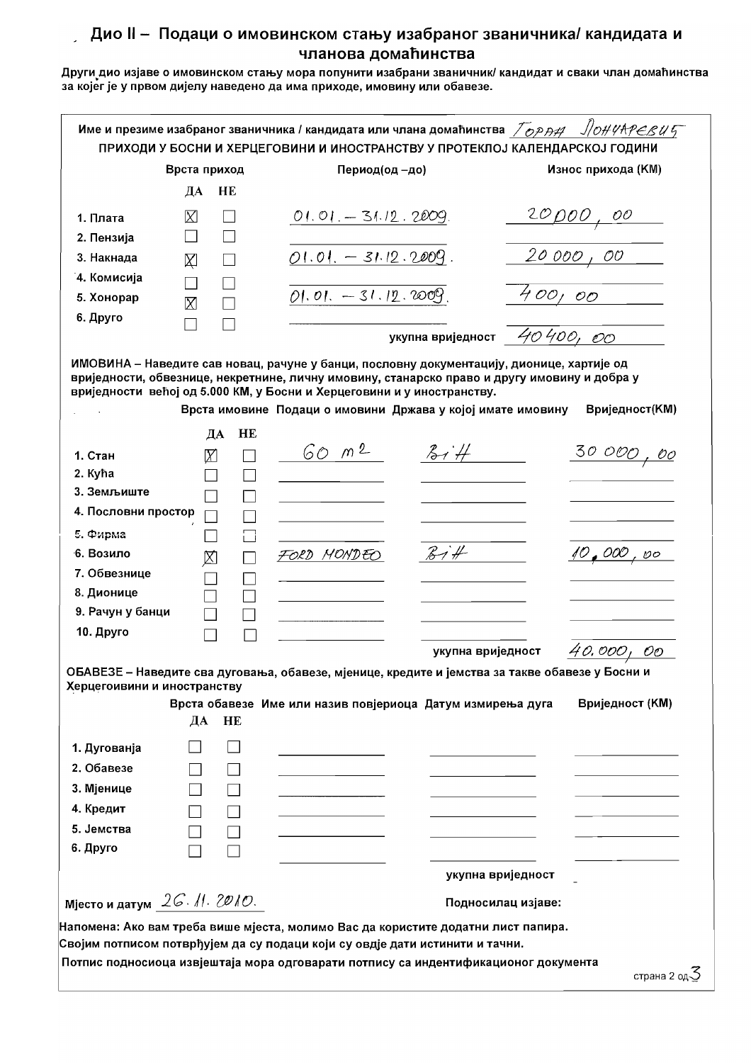## Дио II – Подаци о имовинском стању изабраног званичника/ кандидата и чланова домаћинства

Други дио изјаве о имовинском стању мора попунити изабрани званичник/ кандидат и сваки члан домаћинства за којег је у првом дијелу наведено да има приходе, имовину или обавезе.

Име и презиме изабраног званичника / кандидата или члана домаћинства *Горан Лончаревић*

**ПРИХОДИ У БОСНИ И ХЕРЦЕГОВИНИ И ИНОСТРАНСТВУ У ПРОТЕКЛОЈ КАЛЕНДАРСКОЈ ГОДИНИ**

| Врста приход | ДА | НЕ | Период(од –до) | Износ прихода (КМ) |
|---|---|---|---|---|
| 1. Плата | ☒ | ☐ | 01.01. – 31.12.2009. | 20 000,00 |
| 2. Пензија | ☐ | ☐ | | |
| 3. Накнада | ☒ | ☐ | 01.01. – 31.12.2009. | 20 000,00 |
| 4. Комисија | ☐ | ☐ | | |
| 5. Хонорар | ☒ | ☐ | 01.01. – 31.12.2009. | 400,00 |
| 6. Друго | ☐ | ☐ | | |
| | | | укупна вриједност | 40 400,00 |

ИМОВИНА – Наведите сав новац, рачуне у банци, пословну документацију, дионице, хартије од вриједности, обвезнице, некретнине, личну имовину, станарско право и другу имовину и добра у вриједности већој од 5.000 КМ, у Босни и Херцеговини и у иностранству.

| Врста имовине | ДА | НЕ | Подаци о имовини | Држава у којој имате имовину | Вриједност(КМ) |
|---|---|---|---|---|---|
| 1. Стан | ☒ | ☐ | 60 m2 | БиХ | 30 000,00 |
| 2. Кућа | ☐ | ☐ | | | |
| 3. Земљиште | ☐ | ☐ | | | |
| 4. Пословни простор | ☐ | ☐ | | | |
| 5. Фирма | ☐ | ☐ | | | |
| 6. Возило | ☒ | ☐ | FORD MONDEO | БиХ | 10.000,00 |
| 7. Обвезнице | ☐ | ☐ | | | |
| 8. Дионице | ☐ | ☐ | | | |
| 9. Рачун у банци | ☐ | ☐ | | | |
| 10. Друго | ☐ | ☐ | | | |
| | | | | укупна вриједност | 40.000,00 |

ОБАВЕЗЕ – Наведите сва дуговања, обавезе, мјенице, кредите и јемства за такве обавезе у Босни и Херцегоивини и иностранству

| Врста обавезе | ДА | НЕ | Име или назив повјериоца | Датум измирења дуга | Вриједност (КМ) |
|---|---|---|---|---|---|
| 1. Дуговања | ☐ | ☐ | | | |
| 2. Обавезе | ☐ | ☐ | | | |
| 3. Мјенице | ☐ | ☐ | | | |
| 4. Кредит | ☐ | ☐ | | | |
| 5. Јемства | ☐ | ☐ | | | |
| 6. Друго | ☐ | ☐ | | | |
| | | | | укупна вриједност | - |

Мјесто и датум *26.11.2010.*

Подносилац изјаве:

Напомена: Ако вам треба више мјеста, молимо Вас да користите додатни лист папира.

Својим потписом потврђујем да су подаци који су овдје дати истинити и тачни.

Потпис подносиоца извјештаја мора одговарати потпису са индентификационог документа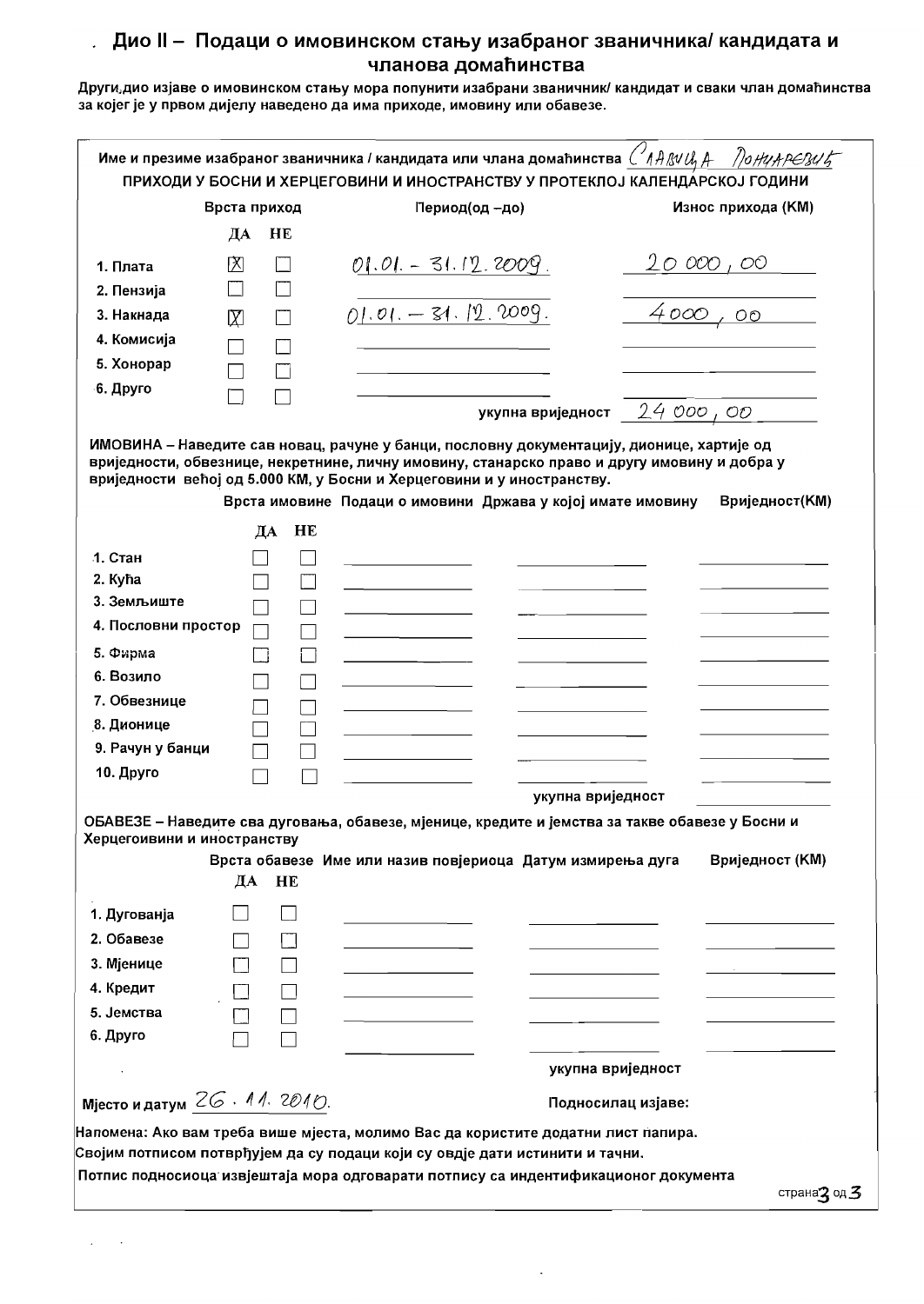## Дио II – Подаци о имовинском стању изабраног званичника/ кандидата и чланова домаћинства

**Други дио изјаве о имовинском стању мора попунити изабрани званичник/ кандидат и сваки члан домаћинства за којег је у првом дијелу наведено да има приходе, имовину или обавезе.**

**Име и презиме изабраног званичника / кандидата или члана домаћинства** Славица Понцаревић

**ПРИХОДИ У БОСНИ И ХЕРЦЕГОВИНИ И ИНОСТРАНСТВУ У ПРОТЕКЛОЈ КАЛЕНДАРСКОЈ ГОДИНИ**

| Врста приход | ДА | НЕ | Период(од –до) | Износ прихода (КМ) |
|---|---|---|---|---|
| 1. Плата | ☒ | ☐ | 01.01. - 31.12.2009. | 20 000,00 |
| 2. Пензија | ☐ | ☐ | | |
| 3. Накнада | ☒ | ☐ | 01.01. – 31.12.2009. | 4000,00 |
| 4. Комисија | ☐ | ☐ | | |
| 5. Хонорар | ☐ | ☐ | | |
| 6. Друго | ☐ | ☐ | | |
| | | | укупна вриједност | 24 000,00 |

**ИМОВИНА – Наведите сав новац, рачуне у банци, пословну документацију, дионице, хартије од вриједности, обвезнице, некретнине, личну имовину, станарско право и другу имовину и добра у вриједности већој од 5.000 КМ, у Босни и Херцеговини и у иностранству.**

| Врста имовине | ДА | НЕ | Подаци о имовини | Држава у којој имате имовину | Вриједност(КМ) |
|---|---|---|---|---|---|
| 1. Стан | ☐ | ☐ | | | |
| 2. Кућа | ☐ | ☐ | | | |
| 3. Земљиште | ☐ | ☐ | | | |
| 4. Пословни простор | ☐ | ☐ | | | |
| 5. Фирма | ☐ | ☐ | | | |
| 6. Возило | ☐ | ☐ | | | |
| 7. Обвезнице | ☐ | ☐ | | | |
| 8. Дионице | ☐ | ☐ | | | |
| 9. Рачун у банци | ☐ | ☐ | | | |
| 10. Друго | ☐ | ☐ | | | |
| | | | | укупна вриједност | |

**ОБАВЕЗЕ – Наведите сва дуговања, обавезе, мјенице, кредите и јемства за такве обавезе у Босни и Херцегоивини и иностранству**

| Врста обавезе | ДА | НЕ | Име или назив повјериоца | Датум измирења дуга | Вриједност (КМ) |
|---|---|---|---|---|---|
| 1. Дуговања | ☐ | ☐ | | | |
| 2. Обавезе | ☐ | ☐ | | | |
| 3. Мјенице | ☐ | ☐ | | | |
| 4. Кредит | ☐ | ☐ | | | |
| 5. Јемства | ☐ | ☐ | | | |
| 6. Друго | ☐ | ☐ | | | |
| | | | | укупна вриједност | |

**Мјесто и датум** 26.11.2010.

**Подносилац изјаве:**

**Напомена: Ако вам треба више мјеста, молимо Вас да користите додатни лист папира.**

**Својим потписом потврђујем да су подаци који су овдје дати истинити и тачни.**

**Потпис подносиоца извјештаја мора одговарати потпису са индентификационог документа**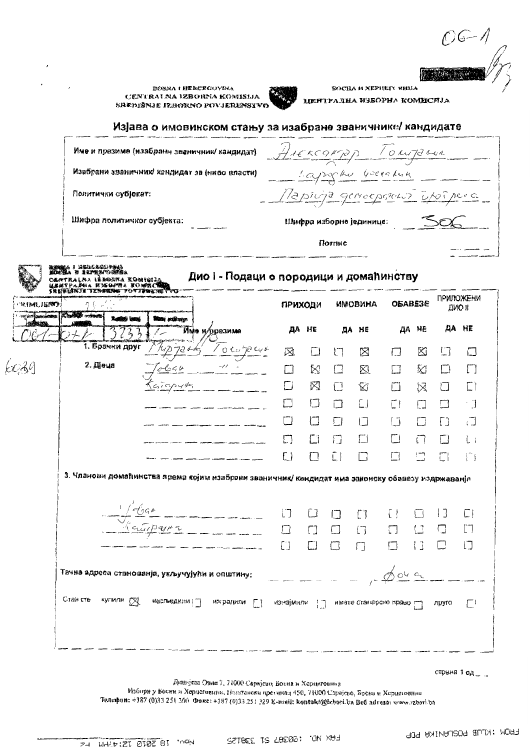ОГ-1

BOSNA I HERCEGOVINA
CENTRALNA IZBORNA KOMISIJA
SREDIŠNJE IZBORNO POVJERENSTVO

БОСНА И ХЕРЦЕГОВИНА
ЦЕНТРАЛНА ИЗБОРНА КОМИСИЈА

# Изјава о имовинском стању за изабране званичнике/ кандидате

Име и презиме (изабрани званичник/ кандидат): Александар Томашић

Изабрани званичник/ кандидат за (ниво власти): народни посланик

Политички субјекат: Партија демократског прогреса

Шифра политичког субјекта: 

Шифра изборне јединице: 306

Потпис

## Дио I - Подаци о породици и домаћинству

PRIMLJENO: 

| 061-0+1 | 3233 | / |
|---|---|---|

| Име и презиме | | ПРИХОДИ ДА | ПРИХОДИ НЕ | ИМОВИНА ДА | ИМОВИНА НЕ | ОБАВЕЗЕ ДА | ОБАВЕЗЕ НЕ | ПРИЛОЖЕНИ ДИО II ДА | ПРИЛОЖЕНИ ДИО II НЕ |
|---|---|---|---|---|---|---|---|---|---|
| 1. Брачни друг | Мирјана Томашић | ☒ | ☐ | ☐ | ☒ | ☐ | ☒ | ☐ | ☐ |
| 2. Дјеца | Јован -"- | ☐ | ☒ | ☐ | ☒ | ☐ | ☒ | ☐ | ☐ |
| | Катарина | ☐ | ☒ | ☐ | ☒ | ☐ | ☒ | ☐ | ☐ |
| | | ☐ | ☐ | ☐ | ☐ | ☐ | ☐ | ☐ | ☐ |
| | | ☐ | ☐ | ☐ | ☐ | ☐ | ☐ | ☐ | ☐ |
| | | ☐ | ☐ | ☐ | ☐ | ☐ | ☐ | ☐ | ☐ |
| | | ☐ | ☐ | ☐ | ☐ | ☐ | ☐ | ☐ | ☐ |

3. Чланови домаћинства према којим изабрани званичник/ кандидат има законску обавезу издржавања

| Име и презиме | ПРИХОДИ ДА | ПРИХОДИ НЕ | ИМОВИНА ДА | ИМОВИНА НЕ | ОБАВЕЗЕ ДА | ОБАВЕЗЕ НЕ | ПРИЛОЖЕНИ ДИО II ДА | ПРИЛОЖЕНИ ДИО II НЕ |
|---|---|---|---|---|---|---|---|---|
| Јован | ☐ | ☐ | ☐ | ☐ | ☐ | ☐ | ☐ | ☐ |
| Катарина | ☐ | ☐ | ☐ | ☐ | ☐ | ☐ | ☐ | ☐ |
| | ☐ | ☐ | ☐ | ☐ | ☐ | ☐ | ☐ | ☐ |

Тачна адреса становања, укључујући и општину: , Доња

Стан сте купили ☒ наслиједили ☐ изградили ☐ изнајмили ☐ имате станарско право ☐ друго ☐

Данијела Озме 7, 71000 Сарајево, Босна и Херцеговина
Избори у Босни и Херцеговини, Поштански претинац 450, 71000 Сарајево, Босна и Херцеговина
Телефон: +387 (0)33 251 300 Факс: +387 (0)33 251 329 E-mail: kontakt@izbori.ba Веб адреса: www.izbori.ba

FROM : KLUB POSLANIKA PDP FAX NO. : 00387 51 338125 Nov. 18 2010 12:47PM P4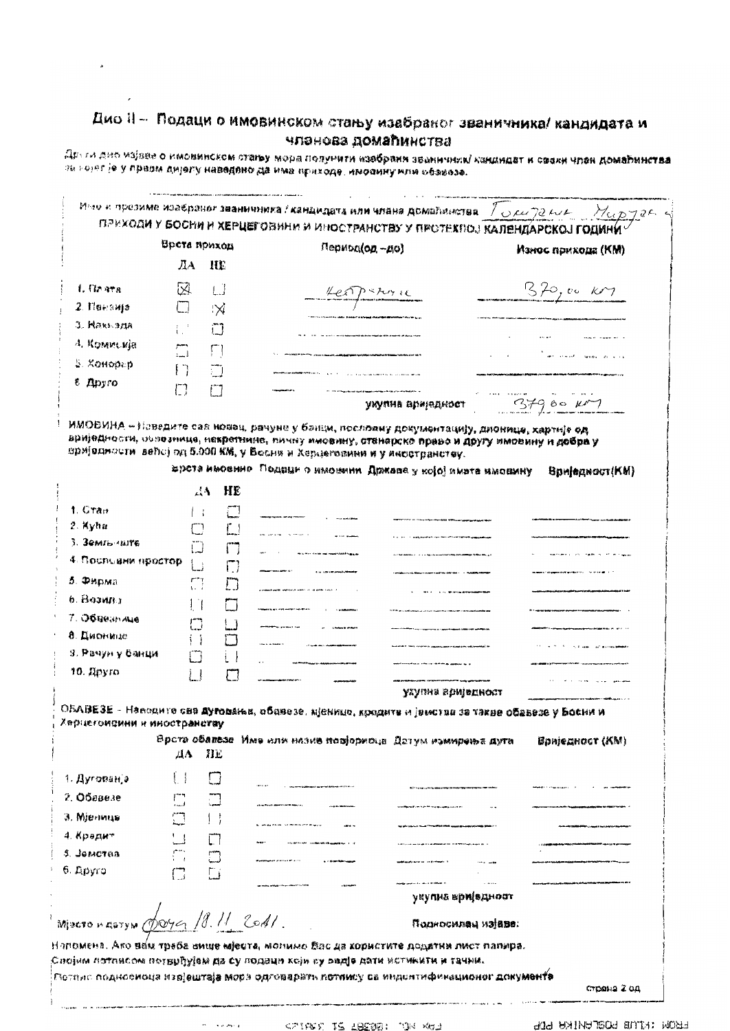# Дио II – Подаци о имовинском стању изабраног званичника/ кандидата и чланова домаћинства

Други дио изјаве о имовинском стању мора попунити изабрани званичник/ кандидат и сваки члан домаћинства за којег је у првом дијелу наведено да има приходе, имовину или обавезе.

Име и презиме изабраног званичника / кандидата или члана домаћинства: Томљановић Марјан

**ПРИХОДИ У БОСНИ И ХЕРЦЕГОВИНИ И ИНОСТРАНСТВУ У ПРОТЕКЛОЈ КАЛЕНДАРСКОЈ ГОДИНИ**

| Врста приход | ДА | НЕ | Период(од –до) | Износ прихода (КМ) |
|---|---|---|---|---|
| 1. Плата | ☒ | ☐ | контрактни | 370,00 КМ |
| 2. Пензија | ☐ | ☒ | | |
| 3. Накнада | ☐ | ☐ | | |
| 4. Комисија | ☐ | ☐ | | |
| 5. Хонорар | ☐ | ☐ | | |
| 6. Друго | ☐ | ☐ | | |
| | | | укупна вриједност | 370,00 КМ |

**ИМОВИНА** – Наведите сав новац, рачуне у банци, пословну документацију, дионице, хартије од вриједности, обвезнице, некретнине, личну имовину, станарско право и другу имовину и добра у вриједности већој од 5.000 КМ, у Босни и Херцеговини и у иностранству.

| врста имовине | ДА | НЕ | Подаци о имовини | Држава у којој имате имовину | Вриједност(КМ) |
|---|---|---|---|---|---|
| 1. Стан | ☐ | ☐ | | | |
| 2. Кућа | ☐ | ☐ | | | |
| 3. Земљиште | ☐ | ☐ | | | |
| 4. Пословни простор | ☐ | ☐ | | | |
| 5. Фирма | ☐ | ☐ | | | |
| 6. Возило | ☐ | ☐ | | | |
| 7. Обвезнице | ☐ | ☐ | | | |
| 8. Дионице | ☐ | ☐ | | | |
| 9. Рачун у банци | ☐ | ☐ | | | |
| 10. Друго | ☐ | ☐ | | | |
| | | | | укупна вриједност | |

**ОБАВЕЗЕ** – Наведите сва дуговања, обавезе, мјенице, кредите и јемства за такве обавезе у Босни и Херцеговини и иностранству

| Врста обавезе | ДА | НЕ | Име или назив повјериоца | Датум измирења дуга | Вриједност (КМ) |
|---|---|---|---|---|---|
| 1. Дуговања | ☐ | ☐ | | | |
| 2. Обавезе | ☐ | ☐ | | | |
| 3. Мјенице | ☐ | ☐ | | | |
| 4. Кредит | ☐ | ☐ | | | |
| 5. Јемства | ☐ | ☐ | | | |
| 6. Друго | ☐ | ☐ | | | |
| | | | | укупна вриједност | |

Мјесто и датум: Фоча 18.11.2011.

Подносилац изјаве:

Напомена. Ако вам треба више мјеста, молимо Вас да користите додатни лист папира.
Својим потписом потврђујем да су подаци који су овдје дати истинити и тачни.
Потпис подносиоца извјештаја мора одговарати потпису са идентификационог документа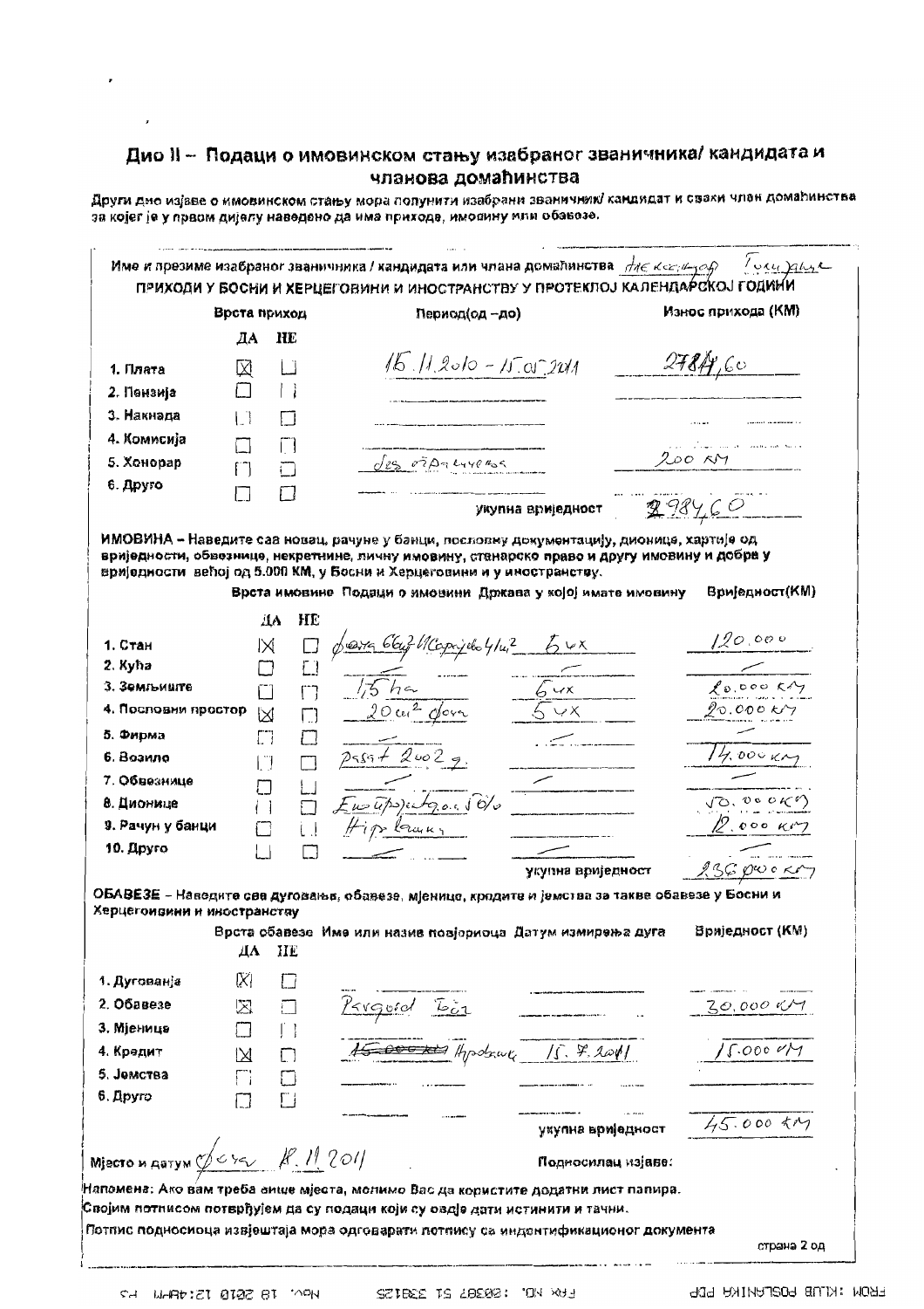## Дио II – Подаци о имовинском стању изабраног званичника/ кандидата и чланова домаћинства

Други дио изјаве о имовинском стању мора попунити изабрани званичник/ кандидат и сваки члан домаћинства за којег је у првом дијелу наведено да има приходе, имовину или обавезе.

Име и презиме изабраног званичника / кандидата или члана домаћинства: Александар Гузијан

**ПРИХОДИ У БОСНИ И ХЕРЦЕГОВИНИ И ИНОСТРАНСТВУ У ПРОТЕКЛОЈ КАЛЕНДАРСКОЈ ГОДИНИ**

| Врста приход | ДА | НЕ | Период(од –до) | Износ прихода (КМ) |
|---|---|---|---|---|
| 1. Плата | ☒ | ☐ | 15.11.2010 - 15.05.2011 | 2784,60 |
| 2. Пензија | ☐ | ☐ | | |
| 3. Накнада | ☐ | ☐ | | |
| 4. Комисија | ☐ | ☐ | | |
| 5. Хонорар | ☐ | ☐ | des отпремнина | 200 KM |
| 6. Друго | ☐ | ☐ | | |
| | | | укупна вриједност | 2984,60 |

**ИМОВИНА** – Наведите сав новац, рачуне у банци, пословну документацију, дионице, хартије од вриједности, обвезнице, некретнине, личну имовину, станарско право и другу имовину и добра у вриједности већој од 5.000 КМ, у Босни и Херцеговини и у иностранству.

| Врста имовине | ДА | НЕ | Подаци о имовини | Држава у којој имате имовину | Вриједност(КМ) |
|---|---|---|---|---|---|
| 1. Стан | ☒ | ☐ | Дерета 66 Ul Сарајево 41м² | БиХ | 120.000 |
| 2. Кућа | ☐ | ☐ | — | | — |
| 3. Земљиште | ☐ | ☐ | 1,5 ha | БиХ | 20.000 KM |
| 4. Пословни простор | ☒ | ☐ | 20 m² Дерета | БиХ | 20.000 KM |
| 5. Фирма | ☐ | ☐ | | — | — |
| 6. Возило | ☐ | ☐ | Passat 2002 g. | | 14.000 KM |
| 7. Обвезнице | ☐ | ☐ | — | — | — |
| 8. Дионице | ☐ | ☐ | Euro-projekt d.o.o. 50% | | 50.000 KM |
| 9. Рачун у банци | ☐ | ☐ | Hipo banka | | 12.000 KM |
| 10. Друго | ☐ | ☐ | — | | — |
| | | | | укупна вриједност | 236.000 KM |

**ОБАВЕЗЕ** – Наведите сва дуговања, обавезе, мјенице, кредите и јемства за такве обавезе у Босни и Херцеговини и иностранству

| Врста обавезе | ДА | НЕ | Име или назив повјериоца | Датум измирења дуга | Вриједност (КМ) |
|---|---|---|---|---|---|
| 1. Дуговања | ☒ | ☐ | | | |
| 2. Обавезе | ☒ | ☐ | Revgood Боз | | 30.000 KM |
| 3. Мјенице | ☐ | ☐ | | | |
| 4. Кредит | ☒ | ☐ | ~~15.000 KM~~ Hypobank | 15.7.2011 | 15.000 KM |
| 5. Јемства | ☐ | ☐ | | | |
| 6. Друго | ☐ | ☐ | | | |
| | | | | укупна вриједност | 45.000 KM |

Мјесто и датум: Дерета 18.11.2011

Подносилац изјаве:

Напомена: Ако вам треба више мјеста, молимо Вас да користите додатни лист папира.

Својим потписом потврђујем да су подаци који су овдје дати истинити и тачни.

Потпис подносиоца извјештаја мора одговарати потпису са индентификационог документа